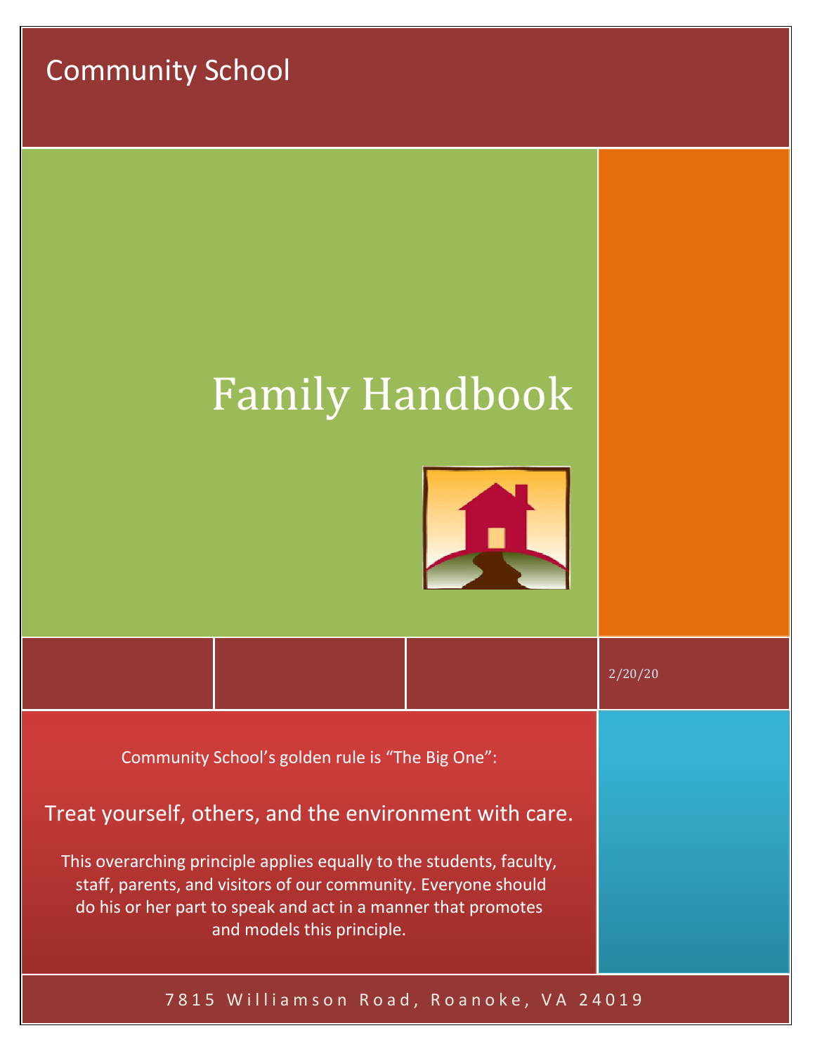Community School

# Family Handbook

2/20/20

Community School's golden rule is "The Big One":

## Treat yourself, others, and the environment with care.

This overarching principle applies equally to the students, faculty, staff, parents, and visitors of our community. Everyone should do his or her part to speak and act in a manner that promotes and models this principle.

7815 Williamson Road, Roanoke, VA 24019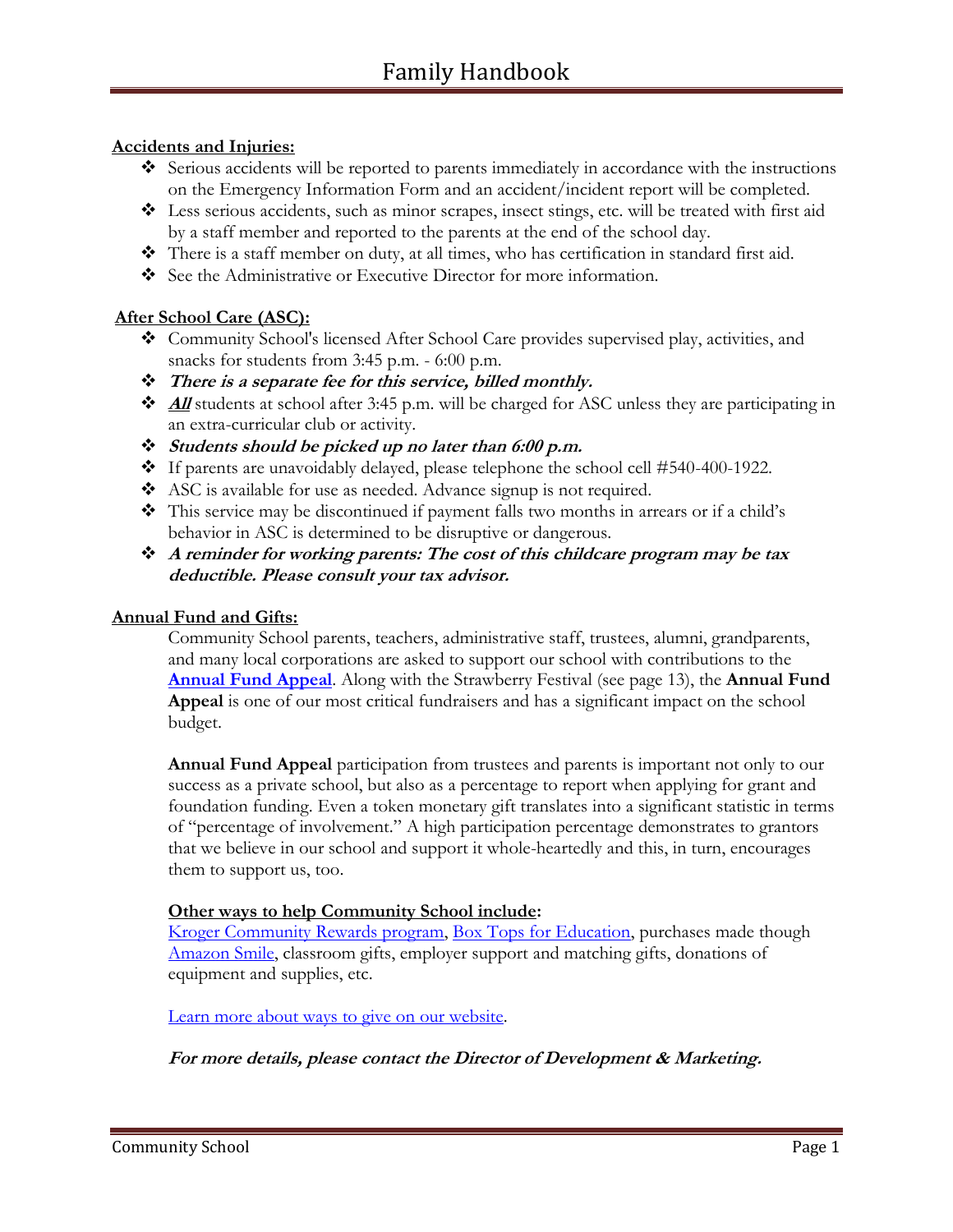**Accidents and Injuries:**

- Serious accidents will be reported to parents immediately in accordance with the instructions on the Emergency Information Form and an accident/incident report will be completed.
- Less serious accidents, such as minor scrapes, insect stings, etc. will be treated with first aid by a staff member and reported to the parents at the end of the school day.
- There is a staff member on duty, at all times, who has certification in standard first aid.
- See the Administrative or Executive Director for more information.

**After School Care (ASC):**

- Community School's licensed After School Care provides supervised play, activities, and snacks for students from 3:45 p.m. - 6:00 p.m.
- ***There is a separate fee for this service, billed monthly.***
- ***All*** students at school after 3:45 p.m. will be charged for ASC unless they are participating in an extra-curricular club or activity.
- ***Students should be picked up no later than 6:00 p.m.***
- If parents are unavoidably delayed, please telephone the school cell #540-400-1922.
- ASC is available for use as needed. Advance signup is not required.
- This service may be discontinued if payment falls two months in arrears or if a child's behavior in ASC is determined to be disruptive or dangerous.
- ***A reminder for working parents: The cost of this childcare program may be tax deductible. Please consult your tax advisor.***

**Annual Fund and Gifts:**

Community School parents, teachers, administrative staff, trustees, alumni, grandparents, and many local corporations are asked to support our school with contributions to the **Annual Fund Appeal**. Along with the Strawberry Festival (see page 13), the **Annual Fund Appeal** is one of our most critical fundraisers and has a significant impact on the school budget.

**Annual Fund Appeal** participation from trustees and parents is important not only to our success as a private school, but also as a percentage to report when applying for grant and foundation funding. Even a token monetary gift translates into a significant statistic in terms of "percentage of involvement." A high participation percentage demonstrates to grantors that we believe in our school and support it whole-heartedly and this, in turn, encourages them to support us, too.

**Other ways to help Community School include:**
Kroger Community Rewards program, Box Tops for Education, purchases made though Amazon Smile, classroom gifts, employer support and matching gifts, donations of equipment and supplies, etc.

Learn more about ways to give on our website.

***For more details, please contact the Director of Development & Marketing.***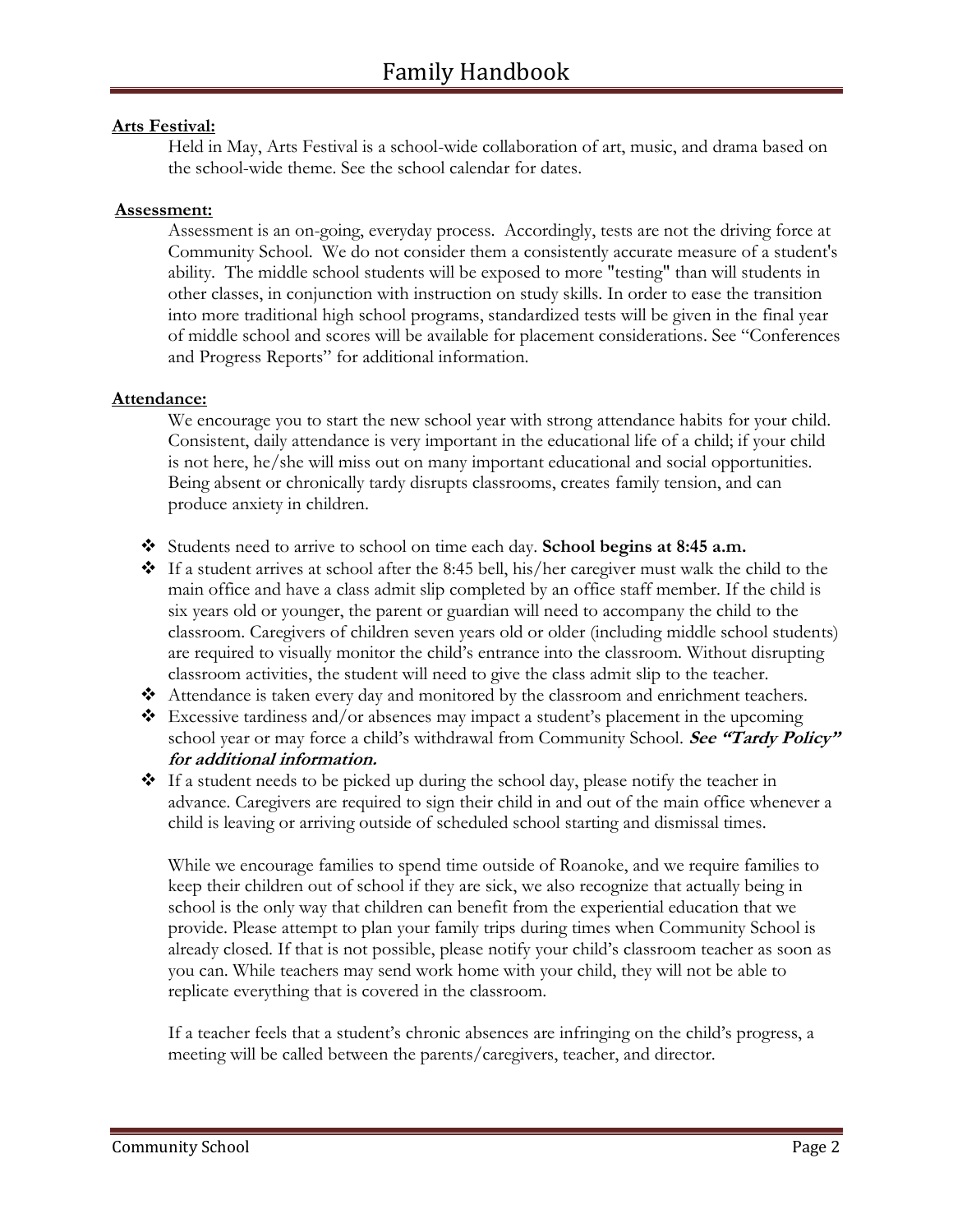**Arts Festival:**

Held in May, Arts Festival is a school-wide collaboration of art, music, and drama based on the school-wide theme. See the school calendar for dates.

**Assessment:**

Assessment is an on-going, everyday process. Accordingly, tests are not the driving force at Community School. We do not consider them a consistently accurate measure of a student's ability. The middle school students will be exposed to more "testing" than will students in other classes, in conjunction with instruction on study skills. In order to ease the transition into more traditional high school programs, standardized tests will be given in the final year of middle school and scores will be available for placement considerations. See "Conferences and Progress Reports" for additional information.

**Attendance:**

We encourage you to start the new school year with strong attendance habits for your child. Consistent, daily attendance is very important in the educational life of a child; if your child is not here, he/she will miss out on many important educational and social opportunities. Being absent or chronically tardy disrupts classrooms, creates family tension, and can produce anxiety in children.

- Students need to arrive to school on time each day. **School begins at 8:45 a.m.**
- If a student arrives at school after the 8:45 bell, his/her caregiver must walk the child to the main office and have a class admit slip completed by an office staff member. If the child is six years old or younger, the parent or guardian will need to accompany the child to the classroom. Caregivers of children seven years old or older (including middle school students) are required to visually monitor the child's entrance into the classroom. Without disrupting classroom activities, the student will need to give the class admit slip to the teacher.
- Attendance is taken every day and monitored by the classroom and enrichment teachers.
- Excessive tardiness and/or absences may impact a student's placement in the upcoming school year or may force a child's withdrawal from Community School. ***See "Tardy Policy" for additional information.***
- If a student needs to be picked up during the school day, please notify the teacher in advance. Caregivers are required to sign their child in and out of the main office whenever a child is leaving or arriving outside of scheduled school starting and dismissal times.

While we encourage families to spend time outside of Roanoke, and we require families to keep their children out of school if they are sick, we also recognize that actually being in school is the only way that children can benefit from the experiential education that we provide. Please attempt to plan your family trips during times when Community School is already closed. If that is not possible, please notify your child's classroom teacher as soon as you can. While teachers may send work home with your child, they will not be able to replicate everything that is covered in the classroom.

If a teacher feels that a student's chronic absences are infringing on the child's progress, a meeting will be called between the parents/caregivers, teacher, and director.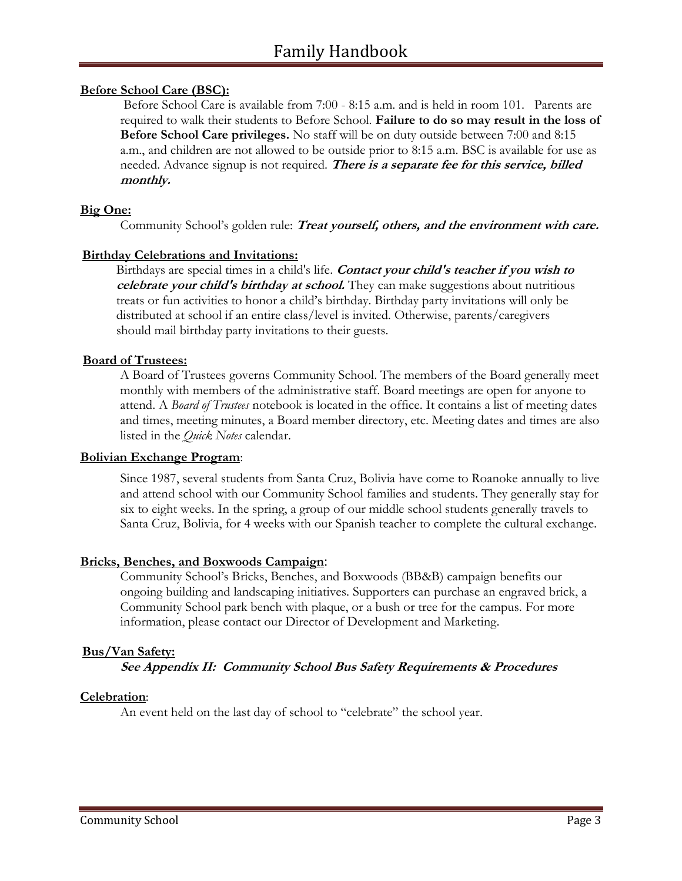**Before School Care (BSC):**

Before School Care is available from 7:00 - 8:15 a.m. and is held in room 101. Parents are required to walk their students to Before School. **Failure to do so may result in the loss of Before School Care privileges.** No staff will be on duty outside between 7:00 and 8:15 a.m., and children are not allowed to be outside prior to 8:15 a.m. BSC is available for use as needed. Advance signup is not required. ***There is a separate fee for this service, billed monthly.***

**Big One:**

Community School's golden rule: ***Treat yourself, others, and the environment with care.***

**Birthday Celebrations and Invitations:**

Birthdays are special times in a child's life. ***Contact your child's teacher if you wish to celebrate your child's birthday at school.*** They can make suggestions about nutritious treats or fun activities to honor a child's birthday. Birthday party invitations will only be distributed at school if an entire class/level is invited. Otherwise, parents/caregivers should mail birthday party invitations to their guests.

**Board of Trustees:**

A Board of Trustees governs Community School. The members of the Board generally meet monthly with members of the administrative staff. Board meetings are open for anyone to attend. A *Board of Trustees* notebook is located in the office. It contains a list of meeting dates and times, meeting minutes, a Board member directory, etc. Meeting dates and times are also listed in the *Quick Notes* calendar.

**Bolivian Exchange Program**:

Since 1987, several students from Santa Cruz, Bolivia have come to Roanoke annually to live and attend school with our Community School families and students. They generally stay for six to eight weeks. In the spring, a group of our middle school students generally travels to Santa Cruz, Bolivia, for 4 weeks with our Spanish teacher to complete the cultural exchange.

**Bricks, Benches, and Boxwoods Campaign**:

Community School's Bricks, Benches, and Boxwoods (BB&B) campaign benefits our ongoing building and landscaping initiatives. Supporters can purchase an engraved brick, a Community School park bench with plaque, or a bush or tree for the campus. For more information, please contact our Director of Development and Marketing.

**Bus/Van Safety:**

***See Appendix II: Community School Bus Safety Requirements & Procedures***

**Celebration**:

An event held on the last day of school to "celebrate" the school year.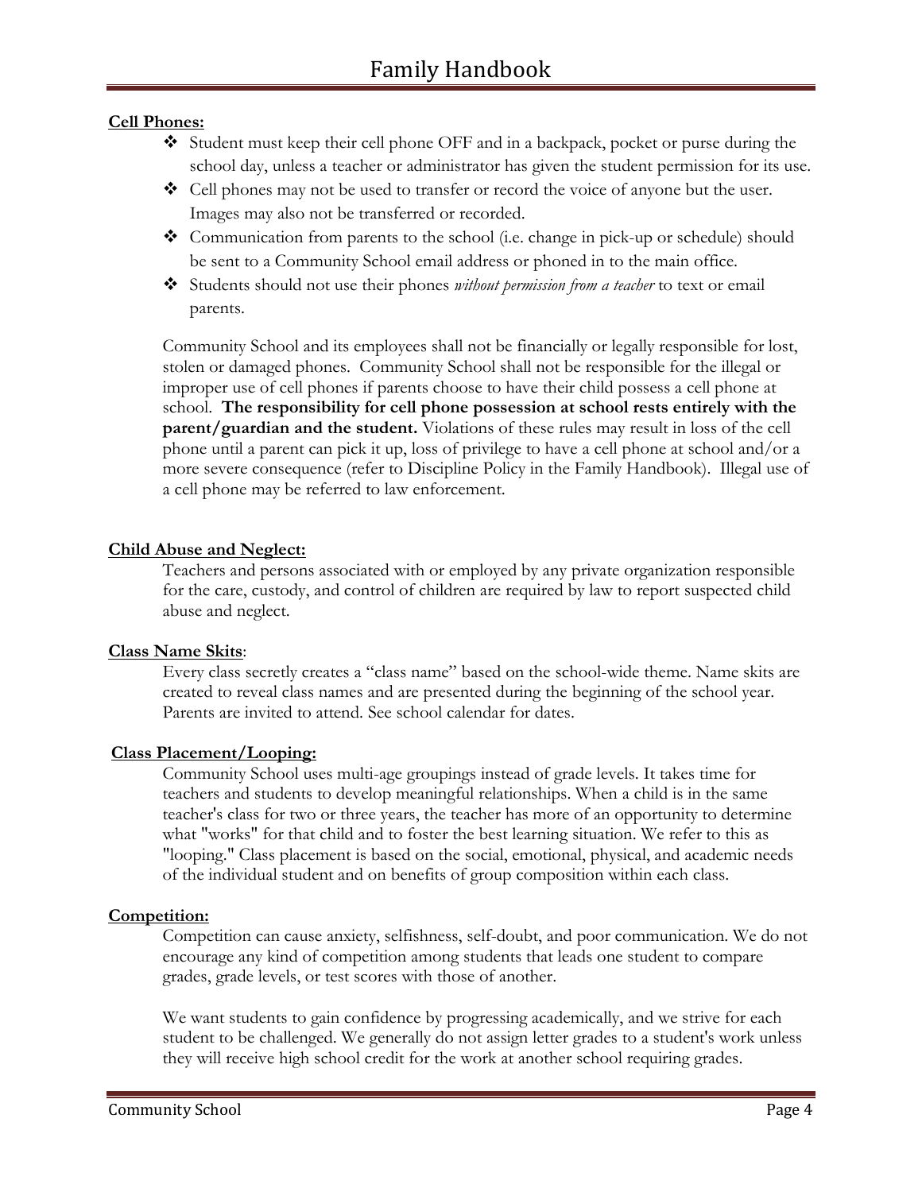**Cell Phones:**

- Student must keep their cell phone OFF and in a backpack, pocket or purse during the school day, unless a teacher or administrator has given the student permission for its use.
- Cell phones may not be used to transfer or record the voice of anyone but the user. Images may also not be transferred or recorded.
- Communication from parents to the school (i.e. change in pick-up or schedule) should be sent to a Community School email address or phoned in to the main office.
- Students should not use their phones *without permission from a teacher* to text or email parents.

Community School and its employees shall not be financially or legally responsible for lost, stolen or damaged phones. Community School shall not be responsible for the illegal or improper use of cell phones if parents choose to have their child possess a cell phone at school. **The responsibility for cell phone possession at school rests entirely with the parent/guardian and the student.** Violations of these rules may result in loss of the cell phone until a parent can pick it up, loss of privilege to have a cell phone at school and/or a more severe consequence (refer to Discipline Policy in the Family Handbook). Illegal use of a cell phone may be referred to law enforcement.

**Child Abuse and Neglect:**

Teachers and persons associated with or employed by any private organization responsible for the care, custody, and control of children are required by law to report suspected child abuse and neglect.

**Class Name Skits**:

Every class secretly creates a "class name" based on the school-wide theme. Name skits are created to reveal class names and are presented during the beginning of the school year. Parents are invited to attend. See school calendar for dates.

**Class Placement/Looping:**

Community School uses multi-age groupings instead of grade levels. It takes time for teachers and students to develop meaningful relationships. When a child is in the same teacher's class for two or three years, the teacher has more of an opportunity to determine what "works" for that child and to foster the best learning situation. We refer to this as "looping." Class placement is based on the social, emotional, physical, and academic needs of the individual student and on benefits of group composition within each class.

**Competition:**

Competition can cause anxiety, selfishness, self-doubt, and poor communication. We do not encourage any kind of competition among students that leads one student to compare grades, grade levels, or test scores with those of another.

We want students to gain confidence by progressing academically, and we strive for each student to be challenged. We generally do not assign letter grades to a student's work unless they will receive high school credit for the work at another school requiring grades.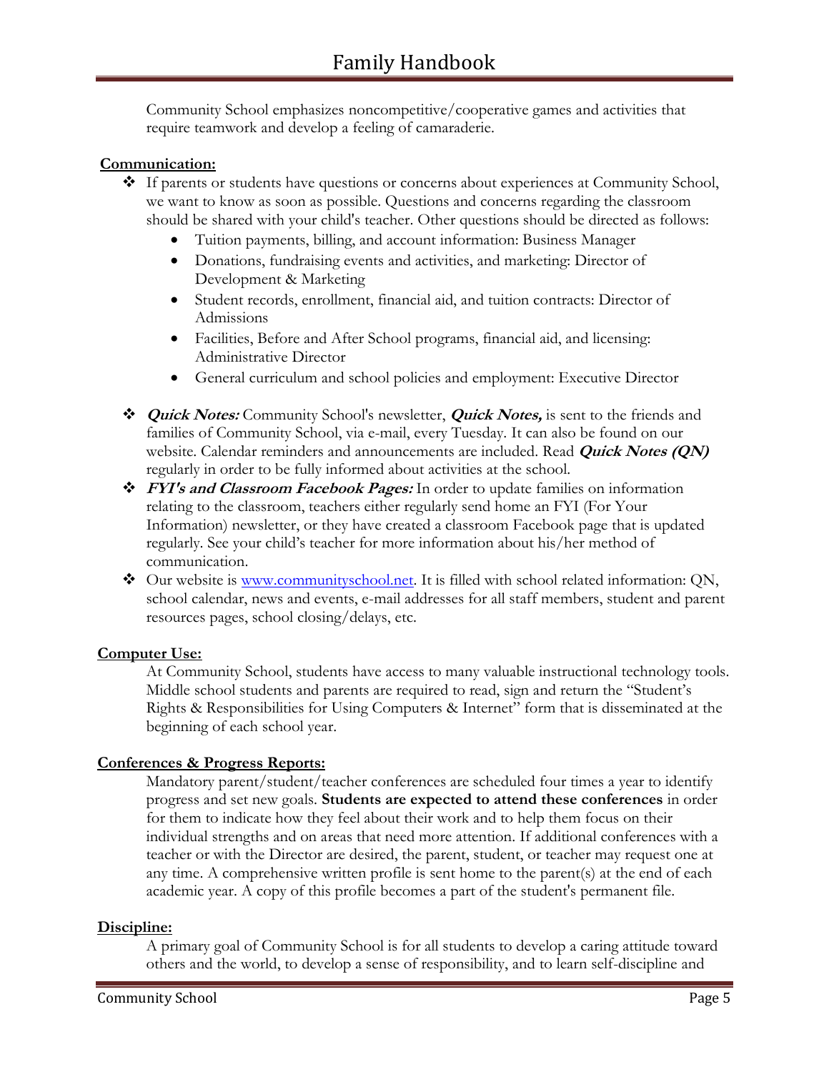Community School emphasizes noncompetitive/cooperative games and activities that require teamwork and develop a feeling of camaraderie.

**Communication:**

- If parents or students have questions or concerns about experiences at Community School, we want to know as soon as possible. Questions and concerns regarding the classroom should be shared with your child's teacher. Other questions should be directed as follows:
    - Tuition payments, billing, and account information: Business Manager
    - Donations, fundraising events and activities, and marketing: Director of Development & Marketing
    - Student records, enrollment, financial aid, and tuition contracts: Director of Admissions
    - Facilities, Before and After School programs, financial aid, and licensing: Administrative Director
    - General curriculum and school policies and employment: Executive Director
- ***Quick Notes:*** Community School's newsletter, ***Quick Notes,*** is sent to the friends and families of Community School, via e-mail, every Tuesday. It can also be found on our website. Calendar reminders and announcements are included. Read ***Quick Notes (QN)*** regularly in order to be fully informed about activities at the school.
- ***FYI's and Classroom Facebook Pages:*** In order to update families on information relating to the classroom, teachers either regularly send home an FYI (For Your Information) newsletter, or they have created a classroom Facebook page that is updated regularly. See your child's teacher for more information about his/her method of communication.
- Our website is [www.communityschool.net](http://www.communityschool.net). It is filled with school related information: QN, school calendar, news and events, e-mail addresses for all staff members, student and parent resources pages, school closing/delays, etc.

**Computer Use:**

At Community School, students have access to many valuable instructional technology tools. Middle school students and parents are required to read, sign and return the "Student's Rights & Responsibilities for Using Computers & Internet" form that is disseminated at the beginning of each school year.

**Conferences & Progress Reports:**

Mandatory parent/student/teacher conferences are scheduled four times a year to identify progress and set new goals. **Students are expected to attend these conferences** in order for them to indicate how they feel about their work and to help them focus on their individual strengths and on areas that need more attention. If additional conferences with a teacher or with the Director are desired, the parent, student, or teacher may request one at any time. A comprehensive written profile is sent home to the parent(s) at the end of each academic year. A copy of this profile becomes a part of the student's permanent file.

**Discipline:**

A primary goal of Community School is for all students to develop a caring attitude toward others and the world, to develop a sense of responsibility, and to learn self-discipline and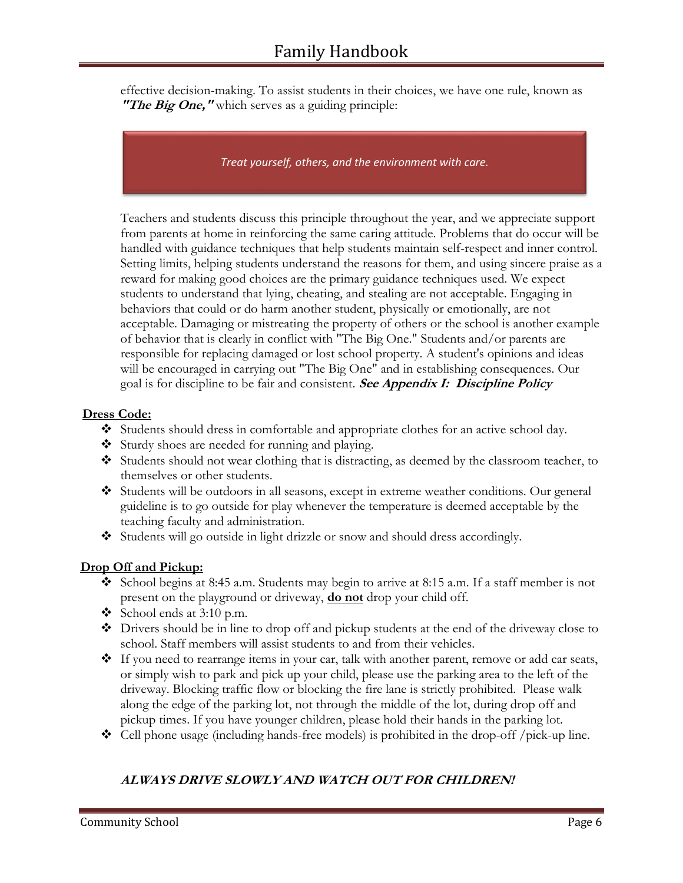effective decision-making. To assist students in their choices, we have one rule, known as ***"The Big One,"*** which serves as a guiding principle:

> *Treat yourself, others, and the environment with care.*

Teachers and students discuss this principle throughout the year, and we appreciate support from parents at home in reinforcing the same caring attitude. Problems that do occur will be handled with guidance techniques that help students maintain self-respect and inner control. Setting limits, helping students understand the reasons for them, and using sincere praise as a reward for making good choices are the primary guidance techniques used. We expect students to understand that lying, cheating, and stealing are not acceptable. Engaging in behaviors that could or do harm another student, physically or emotionally, are not acceptable. Damaging or mistreating the property of others or the school is another example of behavior that is clearly in conflict with "The Big One." Students and/or parents are responsible for replacing damaged or lost school property. A student's opinions and ideas will be encouraged in carrying out "The Big One" and in establishing consequences. Our goal is for discipline to be fair and consistent. ***See Appendix I: Discipline Policy***

**Dress Code:**

- Students should dress in comfortable and appropriate clothes for an active school day.
- Sturdy shoes are needed for running and playing.
- Students should not wear clothing that is distracting, as deemed by the classroom teacher, to themselves or other students.
- Students will be outdoors in all seasons, except in extreme weather conditions. Our general guideline is to go outside for play whenever the temperature is deemed acceptable by the teaching faculty and administration.
- Students will go outside in light drizzle or snow and should dress accordingly.

**Drop Off and Pickup:**

- School begins at 8:45 a.m. Students may begin to arrive at 8:15 a.m. If a staff member is not present on the playground or driveway, **do not** drop your child off.
- School ends at 3:10 p.m.
- Drivers should be in line to drop off and pickup students at the end of the driveway close to school. Staff members will assist students to and from their vehicles.
- If you need to rearrange items in your car, talk with another parent, remove or add car seats, or simply wish to park and pick up your child, please use the parking area to the left of the driveway. Blocking traffic flow or blocking the fire lane is strictly prohibited. Please walk along the edge of the parking lot, not through the middle of the lot, during drop off and pickup times. If you have younger children, please hold their hands in the parking lot.
- Cell phone usage (including hands-free models) is prohibited in the drop-off /pick-up line.

***ALWAYS DRIVE SLOWLY AND WATCH OUT FOR CHILDREN!***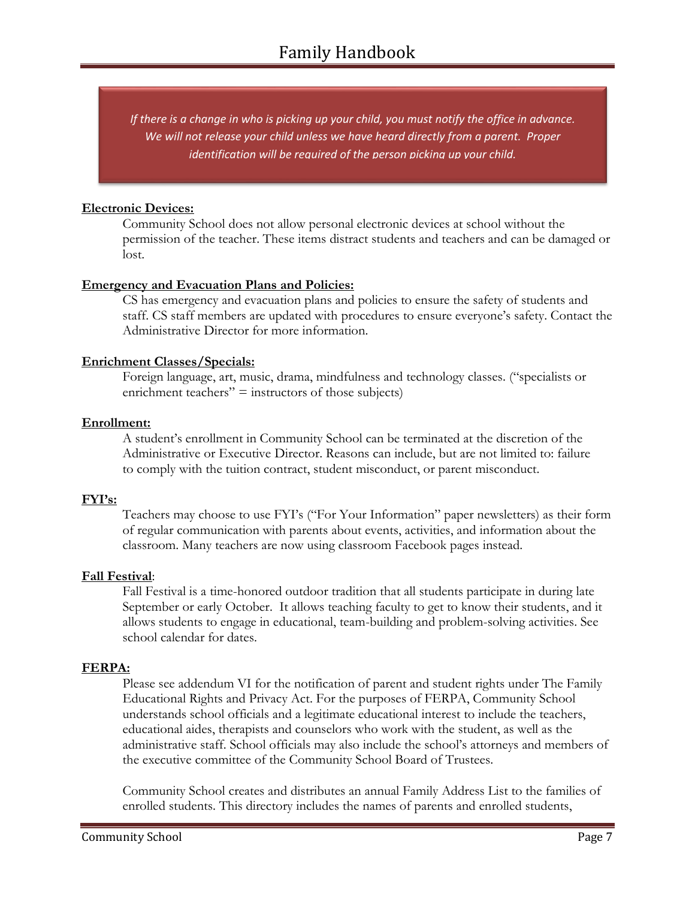*If there is a change in who is picking up your child, you must notify the office in advance. We will not release your child unless we have heard directly from a parent. Proper identification will be required of the person picking up your child.*

**Electronic Devices:**

Community School does not allow personal electronic devices at school without the permission of the teacher. These items distract students and teachers and can be damaged or lost.

**Emergency and Evacuation Plans and Policies:**

CS has emergency and evacuation plans and policies to ensure the safety of students and staff. CS staff members are updated with procedures to ensure everyone's safety. Contact the Administrative Director for more information.

**Enrichment Classes/Specials:**

Foreign language, art, music, drama, mindfulness and technology classes. ("specialists or enrichment teachers" = instructors of those subjects)

**Enrollment:**

A student's enrollment in Community School can be terminated at the discretion of the Administrative or Executive Director. Reasons can include, but are not limited to: failure to comply with the tuition contract, student misconduct, or parent misconduct.

**FYI's:**

Teachers may choose to use FYI's ("For Your Information" paper newsletters) as their form of regular communication with parents about events, activities, and information about the classroom. Many teachers are now using classroom Facebook pages instead.

**Fall Festival**:

Fall Festival is a time-honored outdoor tradition that all students participate in during late September or early October. It allows teaching faculty to get to know their students, and it allows students to engage in educational, team-building and problem-solving activities. See school calendar for dates.

**FERPA:**

Please see addendum VI for the notification of parent and student rights under The Family Educational Rights and Privacy Act. For the purposes of FERPA, Community School understands school officials and a legitimate educational interest to include the teachers, educational aides, therapists and counselors who work with the student, as well as the administrative staff. School officials may also include the school's attorneys and members of the executive committee of the Community School Board of Trustees.

Community School creates and distributes an annual Family Address List to the families of enrolled students. This directory includes the names of parents and enrolled students,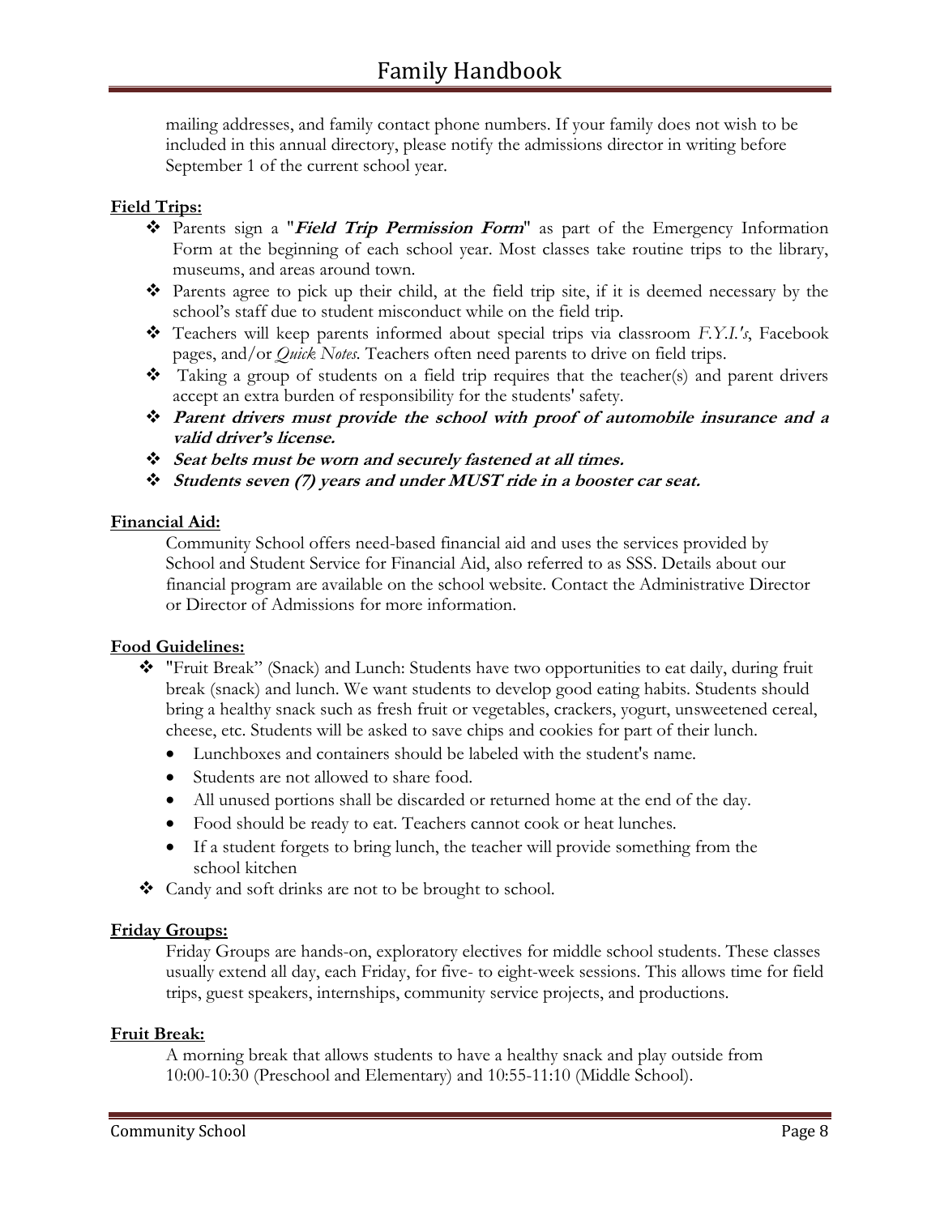mailing addresses, and family contact phone numbers. If your family does not wish to be included in this annual directory, please notify the admissions director in writing before September 1 of the current school year.

**Field Trips:**

- Parents sign a "***Field Trip Permission Form***" as part of the Emergency Information Form at the beginning of each school year. Most classes take routine trips to the library, museums, and areas around town.
- Parents agree to pick up their child, at the field trip site, if it is deemed necessary by the school's staff due to student misconduct while on the field trip.
- Teachers will keep parents informed about special trips via classroom *F.Y.I.'s*, Facebook pages, and/or *Quick Notes*. Teachers often need parents to drive on field trips.
- Taking a group of students on a field trip requires that the teacher(s) and parent drivers accept an extra burden of responsibility for the students' safety.
- ***Parent drivers must provide the school with proof of automobile insurance and a valid driver's license.***
- ***Seat belts must be worn and securely fastened at all times.***
- ***Students seven (7) years and under MUST ride in a booster car seat.***

**Financial Aid:**

Community School offers need-based financial aid and uses the services provided by School and Student Service for Financial Aid, also referred to as SSS. Details about our financial program are available on the school website. Contact the Administrative Director or Director of Admissions for more information.

**Food Guidelines:**

- "Fruit Break" (Snack) and Lunch: Students have two opportunities to eat daily, during fruit break (snack) and lunch. We want students to develop good eating habits. Students should bring a healthy snack such as fresh fruit or vegetables, crackers, yogurt, unsweetened cereal, cheese, etc. Students will be asked to save chips and cookies for part of their lunch.
  - Lunchboxes and containers should be labeled with the student's name.
  - Students are not allowed to share food.
  - All unused portions shall be discarded or returned home at the end of the day.
  - Food should be ready to eat. Teachers cannot cook or heat lunches.
  - If a student forgets to bring lunch, the teacher will provide something from the school kitchen
- Candy and soft drinks are not to be brought to school.

**Friday Groups:**

Friday Groups are hands-on, exploratory electives for middle school students. These classes usually extend all day, each Friday, for five- to eight-week sessions. This allows time for field trips, guest speakers, internships, community service projects, and productions.

**Fruit Break:**

A morning break that allows students to have a healthy snack and play outside from 10:00-10:30 (Preschool and Elementary) and 10:55-11:10 (Middle School).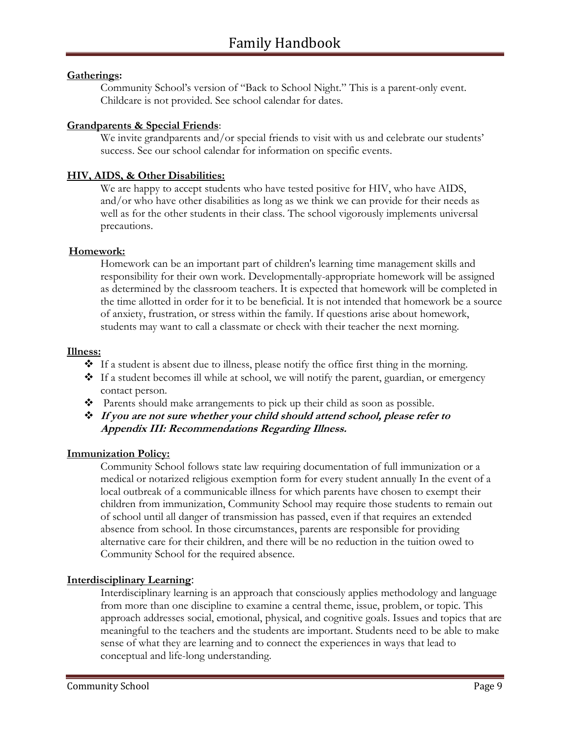**Gatherings:**

Community School's version of "Back to School Night." This is a parent-only event. Childcare is not provided. See school calendar for dates.

**Grandparents & Special Friends**:

We invite grandparents and/or special friends to visit with us and celebrate our students' success. See our school calendar for information on specific events.

**HIV, AIDS, & Other Disabilities:**

We are happy to accept students who have tested positive for HIV, who have AIDS, and/or who have other disabilities as long as we think we can provide for their needs as well as for the other students in their class. The school vigorously implements universal precautions.

**Homework:**

Homework can be an important part of children's learning time management skills and responsibility for their own work. Developmentally-appropriate homework will be assigned as determined by the classroom teachers. It is expected that homework will be completed in the time allotted in order for it to be beneficial. It is not intended that homework be a source of anxiety, frustration, or stress within the family. If questions arise about homework, students may want to call a classmate or check with their teacher the next morning.

**Illness:**

- If a student is absent due to illness, please notify the office first thing in the morning.
- If a student becomes ill while at school, we will notify the parent, guardian, or emergency contact person.
- Parents should make arrangements to pick up their child as soon as possible.
- ***If you are not sure whether your child should attend school, please refer to Appendix III: Recommendations Regarding Illness.***

**Immunization Policy:**

Community School follows state law requiring documentation of full immunization or a medical or notarized religious exemption form for every student annually In the event of a local outbreak of a communicable illness for which parents have chosen to exempt their children from immunization, Community School may require those students to remain out of school until all danger of transmission has passed, even if that requires an extended absence from school. In those circumstances, parents are responsible for providing alternative care for their children, and there will be no reduction in the tuition owed to Community School for the required absence.

**Interdisciplinary Learning**:

Interdisciplinary learning is an approach that consciously applies methodology and language from more than one discipline to examine a central theme, issue, problem, or topic. This approach addresses social, emotional, physical, and cognitive goals. Issues and topics that are meaningful to the teachers and the students are important. Students need to be able to make sense of what they are learning and to connect the experiences in ways that lead to conceptual and life-long understanding.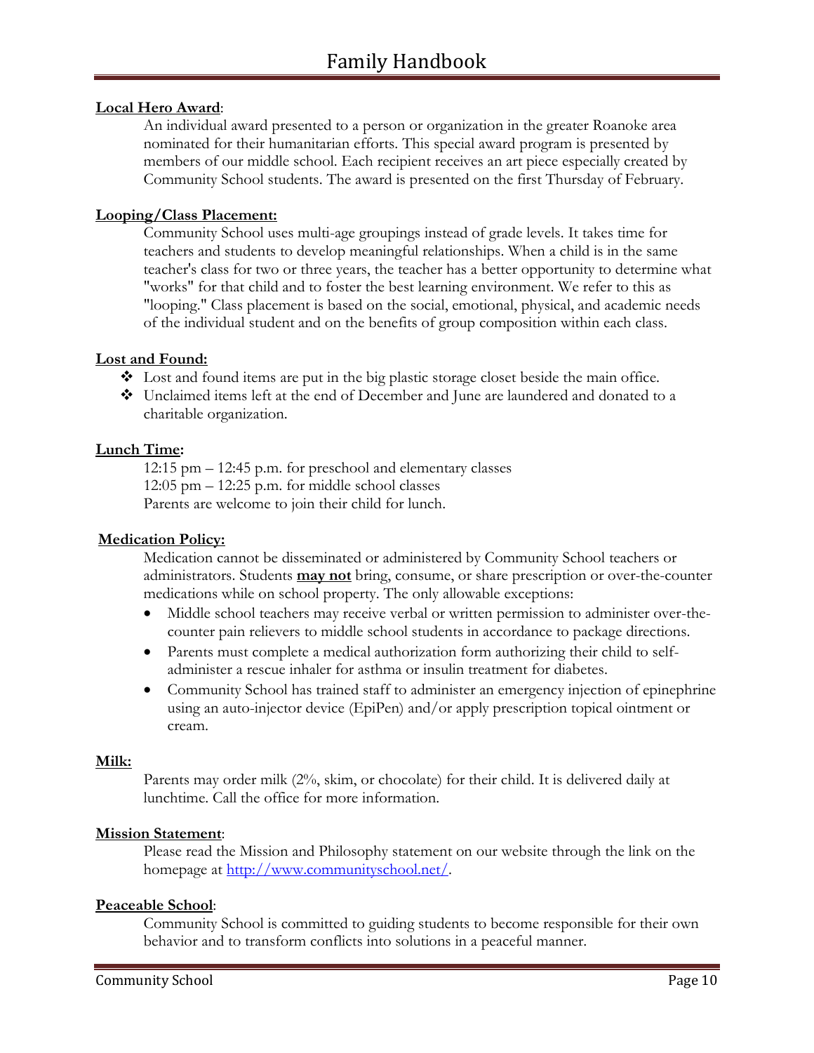**Local Hero Award**:

An individual award presented to a person or organization in the greater Roanoke area nominated for their humanitarian efforts. This special award program is presented by members of our middle school. Each recipient receives an art piece especially created by Community School students. The award is presented on the first Thursday of February.

**Looping/Class Placement:**

Community School uses multi-age groupings instead of grade levels. It takes time for teachers and students to develop meaningful relationships. When a child is in the same teacher's class for two or three years, the teacher has a better opportunity to determine what "works" for that child and to foster the best learning environment. We refer to this as "looping." Class placement is based on the social, emotional, physical, and academic needs of the individual student and on the benefits of group composition within each class.

**Lost and Found:**

- Lost and found items are put in the big plastic storage closet beside the main office.
- Unclaimed items left at the end of December and June are laundered and donated to a charitable organization.

**Lunch Time:**

12:15 pm – 12:45 p.m. for preschool and elementary classes
12:05 pm – 12:25 p.m. for middle school classes
Parents are welcome to join their child for lunch.

**Medication Policy:**

Medication cannot be disseminated or administered by Community School teachers or administrators. Students **may not** bring, consume, or share prescription or over-the-counter medications while on school property. The only allowable exceptions:

- Middle school teachers may receive verbal or written permission to administer over-the-counter pain relievers to middle school students in accordance to package directions.
- Parents must complete a medical authorization form authorizing their child to self-administer a rescue inhaler for asthma or insulin treatment for diabetes.
- Community School has trained staff to administer an emergency injection of epinephrine using an auto-injector device (EpiPen) and/or apply prescription topical ointment or cream.

**Milk:**

Parents may order milk (2%, skim, or chocolate) for their child. It is delivered daily at lunchtime. Call the office for more information.

**Mission Statement**:

Please read the Mission and Philosophy statement on our website through the link on the homepage at http://www.communityschool.net/.

**Peaceable School**:

Community School is committed to guiding students to become responsible for their own behavior and to transform conflicts into solutions in a peaceful manner.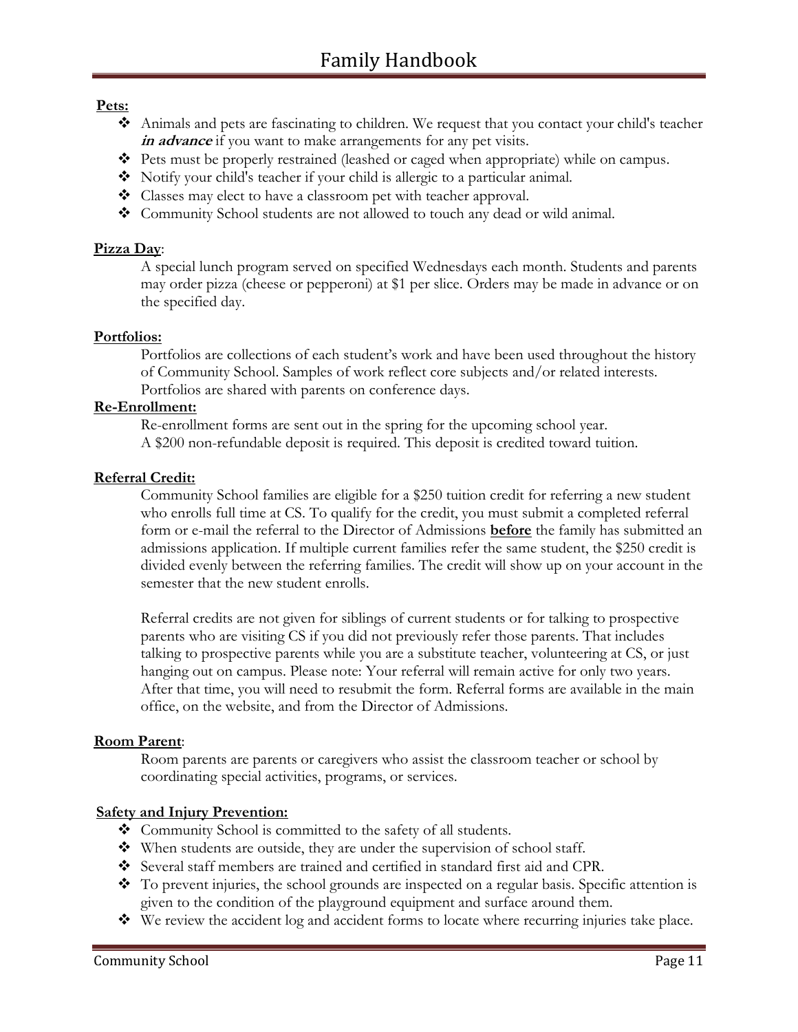**Pets:**

- Animals and pets are fascinating to children. We request that you contact your child's teacher ***in advance*** if you want to make arrangements for any pet visits.
- Pets must be properly restrained (leashed or caged when appropriate) while on campus.
- Notify your child's teacher if your child is allergic to a particular animal.
- Classes may elect to have a classroom pet with teacher approval.
- Community School students are not allowed to touch any dead or wild animal.

**Pizza Day**:

A special lunch program served on specified Wednesdays each month. Students and parents may order pizza (cheese or pepperoni) at $1 per slice. Orders may be made in advance or on the specified day.

**Portfolios:**

Portfolios are collections of each student's work and have been used throughout the history of Community School. Samples of work reflect core subjects and/or related interests. Portfolios are shared with parents on conference days.

**Re-Enrollment:**

Re-enrollment forms are sent out in the spring for the upcoming school year.
A $200 non-refundable deposit is required. This deposit is credited toward tuition.

**Referral Credit:**

Community School families are eligible for a $250 tuition credit for referring a new student who enrolls full time at CS. To qualify for the credit, you must submit a completed referral form or e-mail the referral to the Director of Admissions **before** the family has submitted an admissions application. If multiple current families refer the same student, the $250 credit is divided evenly between the referring families. The credit will show up on your account in the semester that the new student enrolls.

Referral credits are not given for siblings of current students or for talking to prospective parents who are visiting CS if you did not previously refer those parents. That includes talking to prospective parents while you are a substitute teacher, volunteering at CS, or just hanging out on campus. Please note: Your referral will remain active for only two years. After that time, you will need to resubmit the form. Referral forms are available in the main office, on the website, and from the Director of Admissions.

**Room Parent**:

Room parents are parents or caregivers who assist the classroom teacher or school by coordinating special activities, programs, or services.

**Safety and Injury Prevention:**

- Community School is committed to the safety of all students.
- When students are outside, they are under the supervision of school staff.
- Several staff members are trained and certified in standard first aid and CPR.
- To prevent injuries, the school grounds are inspected on a regular basis. Specific attention is given to the condition of the playground equipment and surface around them.
- We review the accident log and accident forms to locate where recurring injuries take place.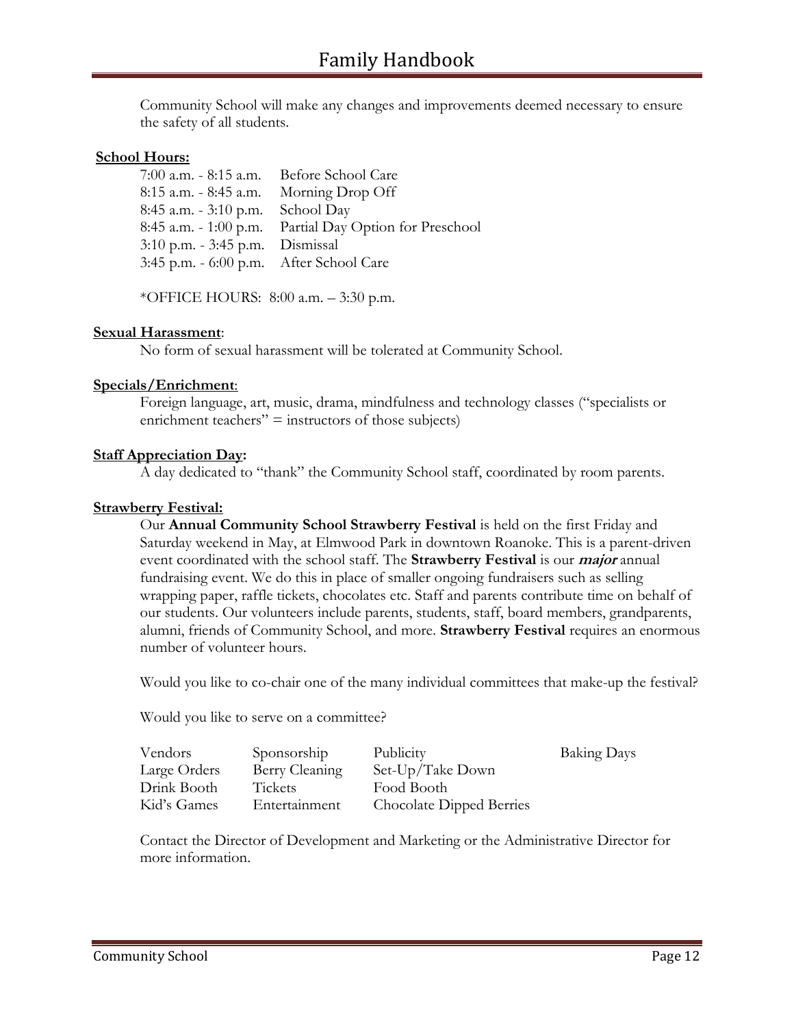Community School will make any changes and improvements deemed necessary to ensure the safety of all students.

**School Hours:**

| | |
|---|---|
| 7:00 a.m. - 8:15 a.m. | Before School Care |
| 8:15 a.m. - 8:45 a.m. | Morning Drop Off |
| 8:45 a.m. - 3:10 p.m. | School Day |
| 8:45 a.m. - 1:00 p.m. | Partial Day Option for Preschool |
| 3:10 p.m. - 3:45 p.m. | Dismissal |
| 3:45 p.m. - 6:00 p.m. | After School Care |

*OFFICE HOURS: 8:00 a.m. – 3:30 p.m.

**Sexual Harassment**:

No form of sexual harassment will be tolerated at Community School.

**Specials/Enrichment**:

Foreign language, art, music, drama, mindfulness and technology classes ("specialists or enrichment teachers" = instructors of those subjects)

**Staff Appreciation Day:**

A day dedicated to "thank" the Community School staff, coordinated by room parents.

**Strawberry Festival:**

Our **Annual Community School Strawberry Festival** is held on the first Friday and Saturday weekend in May, at Elmwood Park in downtown Roanoke. This is a parent-driven event coordinated with the school staff. The **Strawberry Festival** is our ***major*** annual fundraising event. We do this in place of smaller ongoing fundraisers such as selling wrapping paper, raffle tickets, chocolates etc. Staff and parents contribute time on behalf of our students. Our volunteers include parents, students, staff, board members, grandparents, alumni, friends of Community School, and more. **Strawberry Festival** requires an enormous number of volunteer hours.

Would you like to co-chair one of the many individual committees that make-up the festival?

Would you like to serve on a committee?

| | | | |
|---|---|---|---|
| Vendors | Sponsorship | Publicity | Baking Days |
| Large Orders | Berry Cleaning | Set-Up/Take Down | |
| Drink Booth | Tickets | Food Booth | |
| Kid's Games | Entertainment | Chocolate Dipped Berries | |

Contact the Director of Development and Marketing or the Administrative Director for more information.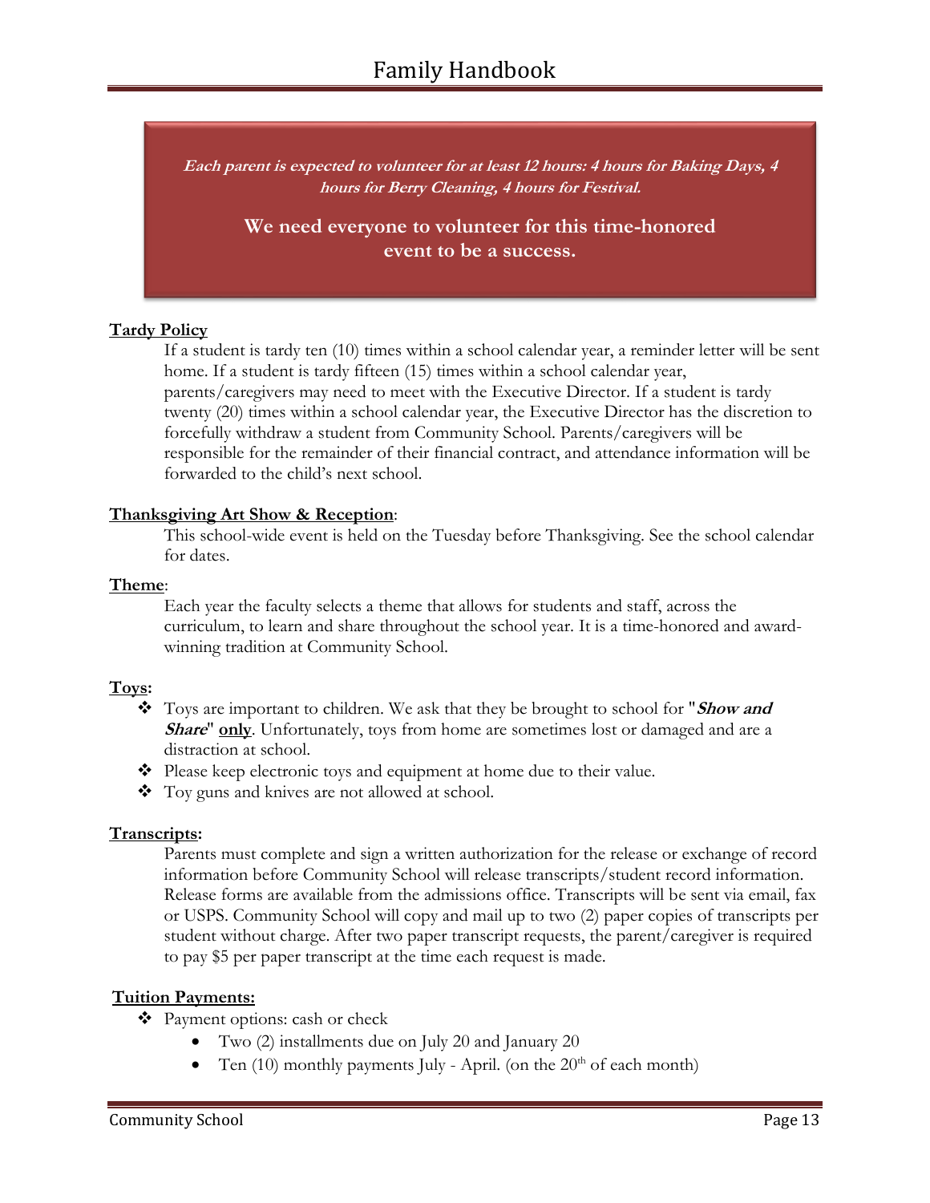***Each parent is expected to volunteer for at least 12 hours: 4 hours for Baking Days, 4 hours for Berry Cleaning, 4 hours for Festival.***

**We need everyone to volunteer for this time-honored event to be a success.**

**Tardy Policy**

If a student is tardy ten (10) times within a school calendar year, a reminder letter will be sent home. If a student is tardy fifteen (15) times within a school calendar year, parents/caregivers may need to meet with the Executive Director. If a student is tardy twenty (20) times within a school calendar year, the Executive Director has the discretion to forcefully withdraw a student from Community School. Parents/caregivers will be responsible for the remainder of their financial contract, and attendance information will be forwarded to the child's next school.

**Thanksgiving Art Show & Reception**:

This school-wide event is held on the Tuesday before Thanksgiving. See the school calendar for dates.

**Theme**:

Each year the faculty selects a theme that allows for students and staff, across the curriculum, to learn and share throughout the school year. It is a time-honored and award-winning tradition at Community School.

**Toys:**

- Toys are important to children. We ask that they be brought to school for "***Show and Share***" **only**. Unfortunately, toys from home are sometimes lost or damaged and are a distraction at school.
- Please keep electronic toys and equipment at home due to their value.
- Toy guns and knives are not allowed at school.

**Transcripts:**

Parents must complete and sign a written authorization for the release or exchange of record information before Community School will release transcripts/student record information. Release forms are available from the admissions office. Transcripts will be sent via email, fax or USPS. Community School will copy and mail up to two (2) paper copies of transcripts per student without charge. After two paper transcript requests, the parent/caregiver is required to pay $5 per paper transcript at the time each request is made.

**Tuition Payments:**

- Payment options: cash or check
  - Two (2) installments due on July 20 and January 20
  - Ten (10) monthly payments July - April. (on the 20th of each month)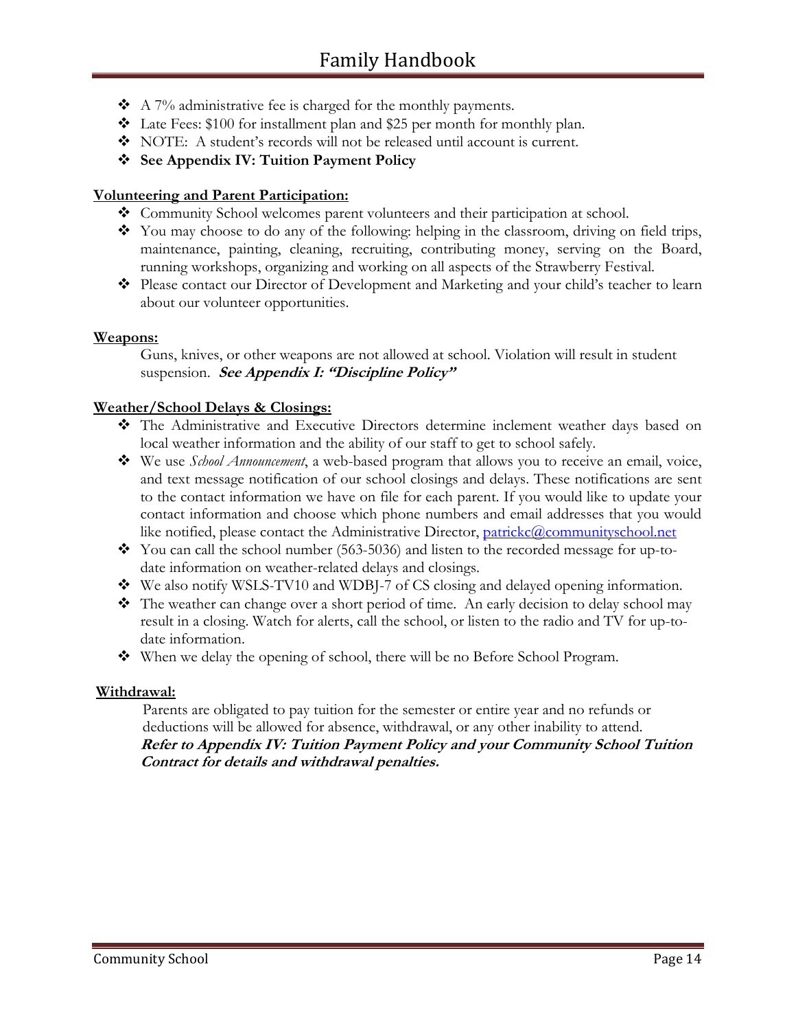- A 7% administrative fee is charged for the monthly payments.
- Late Fees: $100 for installment plan and $25 per month for monthly plan.
- NOTE: A student's records will not be released until account is current.
- **See Appendix IV: Tuition Payment Policy**

**Volunteering and Parent Participation:**

- Community School welcomes parent volunteers and their participation at school.
- You may choose to do any of the following: helping in the classroom, driving on field trips, maintenance, painting, cleaning, recruiting, contributing money, serving on the Board, running workshops, organizing and working on all aspects of the Strawberry Festival.
- Please contact our Director of Development and Marketing and your child's teacher to learn about our volunteer opportunities.

**Weapons:**

Guns, knives, or other weapons are not allowed at school. Violation will result in student suspension. ***See Appendix I: "Discipline Policy"***

**Weather/School Delays & Closings:**

- The Administrative and Executive Directors determine inclement weather days based on local weather information and the ability of our staff to get to school safely.
- We use *School Announcement*, a web-based program that allows you to receive an email, voice, and text message notification of our school closings and delays. These notifications are sent to the contact information we have on file for each parent. If you would like to update your contact information and choose which phone numbers and email addresses that you would like notified, please contact the Administrative Director, patrickc@communityschool.net
- You can call the school number (563-5036) and listen to the recorded message for up-to-date information on weather-related delays and closings.
- We also notify WSLS-TV10 and WDBJ-7 of CS closing and delayed opening information.
- The weather can change over a short period of time. An early decision to delay school may result in a closing. Watch for alerts, call the school, or listen to the radio and TV for up-to-date information.
- When we delay the opening of school, there will be no Before School Program.

**Withdrawal:**

Parents are obligated to pay tuition for the semester or entire year and no refunds or deductions will be allowed for absence, withdrawal, or any other inability to attend.
***Refer to Appendix IV: Tuition Payment Policy and your Community School Tuition Contract for details and withdrawal penalties.***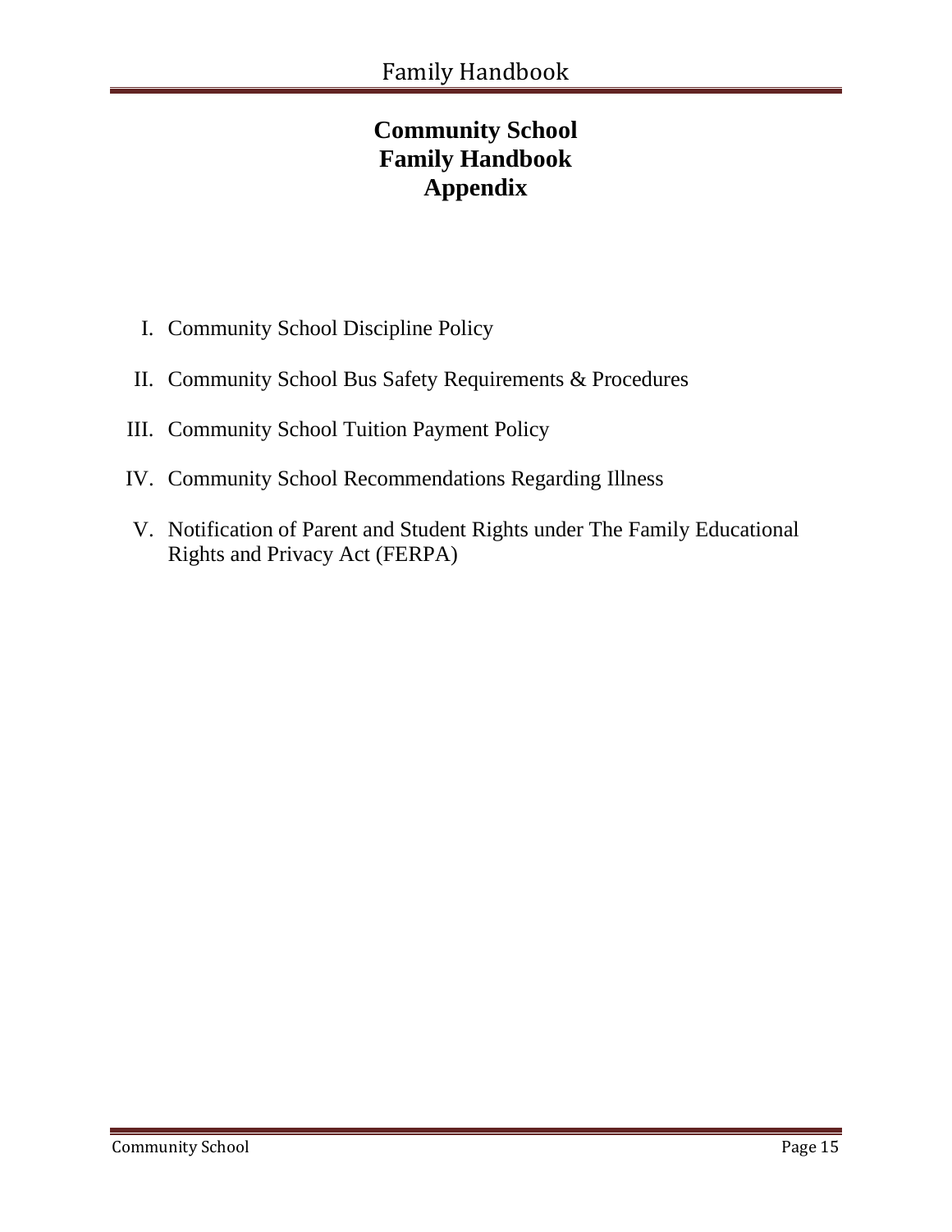# Community School
# Family Handbook
# Appendix

I. Community School Discipline Policy

II. Community School Bus Safety Requirements & Procedures

III. Community School Tuition Payment Policy

IV. Community School Recommendations Regarding Illness

V. Notification of Parent and Student Rights under The Family Educational Rights and Privacy Act (FERPA)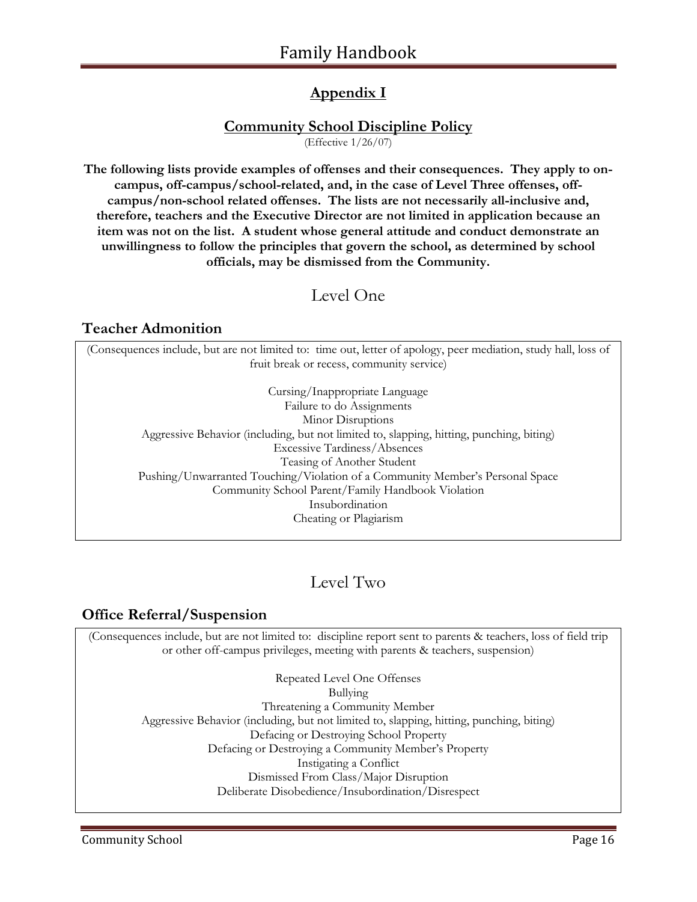## Appendix I

### Community School Discipline Policy

(Effective 1/26/07)

**The following lists provide examples of offenses and their consequences. They apply to on-campus, off-campus/school-related, and, in the case of Level Three offenses, off-campus/non-school related offenses. The lists are not necessarily all-inclusive and, therefore, teachers and the Executive Director are not limited in application because an item was not on the list. A student whose general attitude and conduct demonstrate an unwillingness to follow the principles that govern the school, as determined by school officials, may be dismissed from the Community.**

## Level One

### Teacher Admonition

(Consequences include, but are not limited to: time out, letter of apology, peer mediation, study hall, loss of fruit break or recess, community service)

Cursing/Inappropriate Language
Failure to do Assignments
Minor Disruptions
Aggressive Behavior (including, but not limited to, slapping, hitting, punching, biting)
Excessive Tardiness/Absences
Teasing of Another Student
Pushing/Unwarranted Touching/Violation of a Community Member's Personal Space
Community School Parent/Family Handbook Violation
Insubordination
Cheating or Plagiarism

## Level Two

### Office Referral/Suspension

(Consequences include, but are not limited to: discipline report sent to parents & teachers, loss of field trip or other off-campus privileges, meeting with parents & teachers, suspension)

Repeated Level One Offenses
Bullying
Threatening a Community Member
Aggressive Behavior (including, but not limited to, slapping, hitting, punching, biting)
Defacing or Destroying School Property
Defacing or Destroying a Community Member's Property
Instigating a Conflict
Dismissed From Class/Major Disruption
Deliberate Disobedience/Insubordination/Disrespect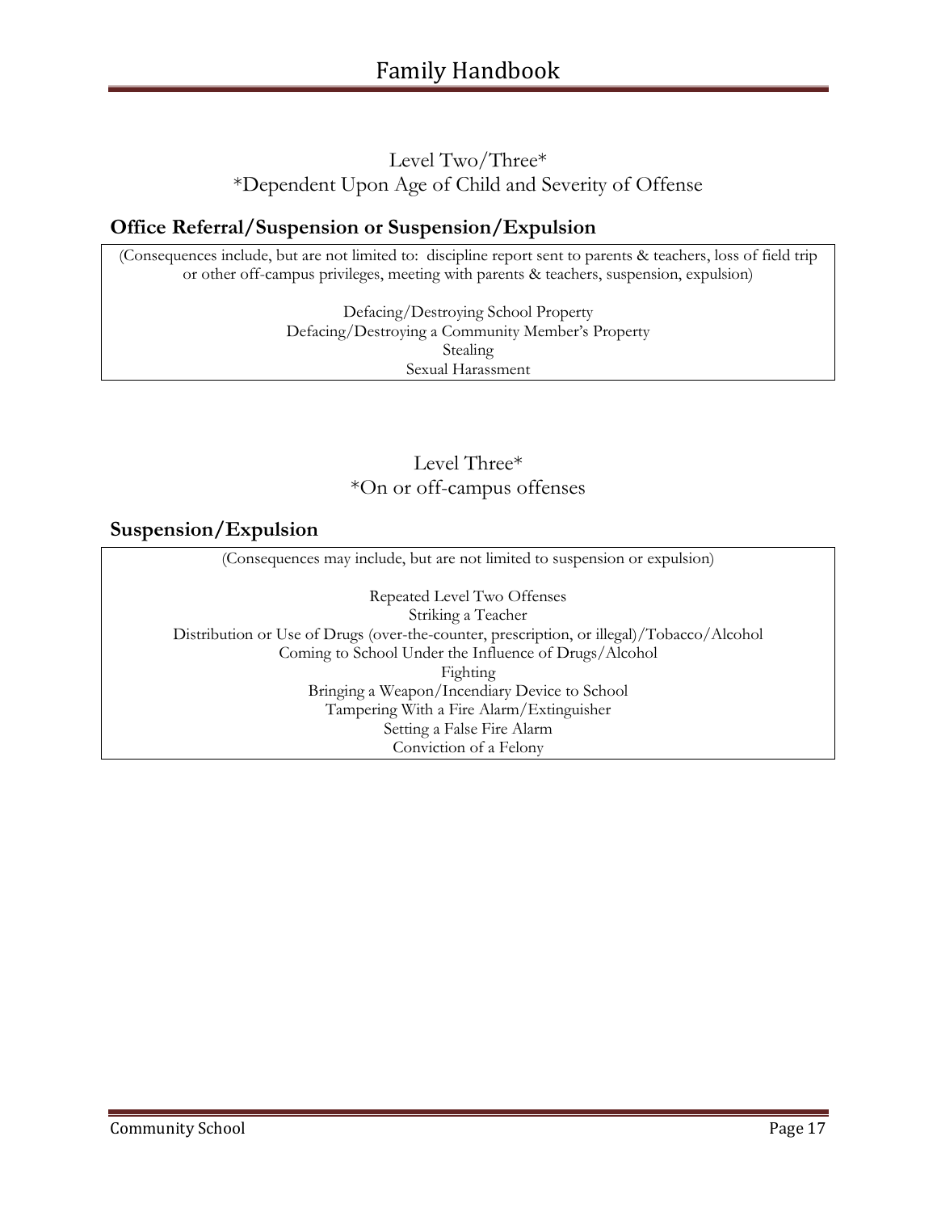Level Two/Three*
*Dependent Upon Age of Child and Severity of Offense

## Office Referral/Suspension or Suspension/Expulsion

(Consequences include, but are not limited to: discipline report sent to parents & teachers, loss of field trip or other off-campus privileges, meeting with parents & teachers, suspension, expulsion)

Defacing/Destroying School Property
Defacing/Destroying a Community Member's Property
Stealing
Sexual Harassment

Level Three*
*On or off-campus offenses

## Suspension/Expulsion

(Consequences may include, but are not limited to suspension or expulsion)

Repeated Level Two Offenses
Striking a Teacher
Distribution or Use of Drugs (over-the-counter, prescription, or illegal)/Tobacco/Alcohol
Coming to School Under the Influence of Drugs/Alcohol
Fighting
Bringing a Weapon/Incendiary Device to School
Tampering With a Fire Alarm/Extinguisher
Setting a False Fire Alarm
Conviction of a Felony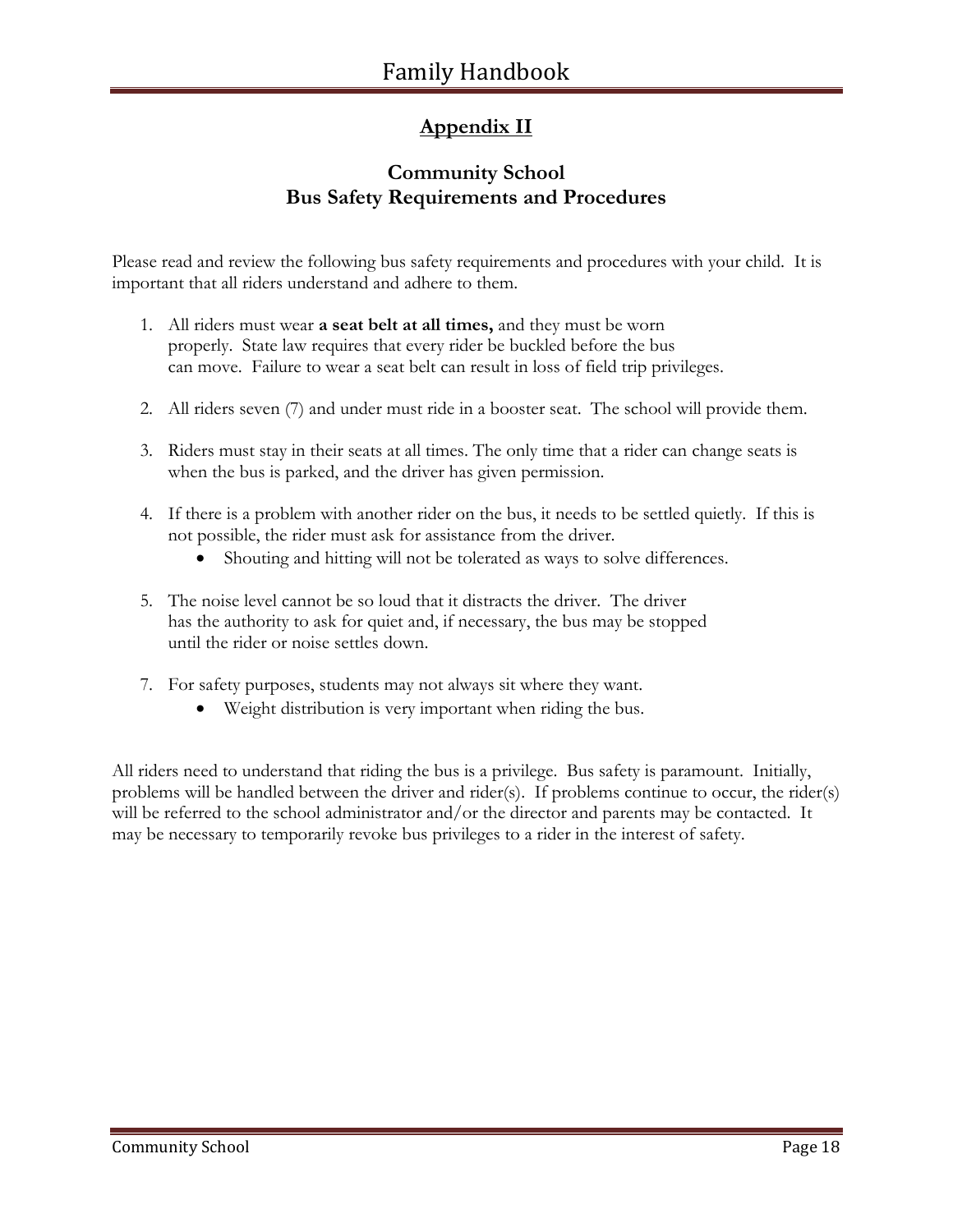## Appendix II

### Community School
### Bus Safety Requirements and Procedures

Please read and review the following bus safety requirements and procedures with your child. It is important that all riders understand and adhere to them.

1. All riders must wear **a seat belt at all times,** and they must be worn properly. State law requires that every rider be buckled before the bus can move. Failure to wear a seat belt can result in loss of field trip privileges.

2. All riders seven (7) and under must ride in a booster seat. The school will provide them.

3. Riders must stay in their seats at all times. The only time that a rider can change seats is when the bus is parked, and the driver has given permission.

4. If there is a problem with another rider on the bus, it needs to be settled quietly. If this is not possible, the rider must ask for assistance from the driver.
   - Shouting and hitting will not be tolerated as ways to solve differences.

5. The noise level cannot be so loud that it distracts the driver. The driver has the authority to ask for quiet and, if necessary, the bus may be stopped until the rider or noise settles down.

7. For safety purposes, students may not always sit where they want.
   - Weight distribution is very important when riding the bus.

All riders need to understand that riding the bus is a privilege. Bus safety is paramount. Initially, problems will be handled between the driver and rider(s). If problems continue to occur, the rider(s) will be referred to the school administrator and/or the director and parents may be contacted. It may be necessary to temporarily revoke bus privileges to a rider in the interest of safety.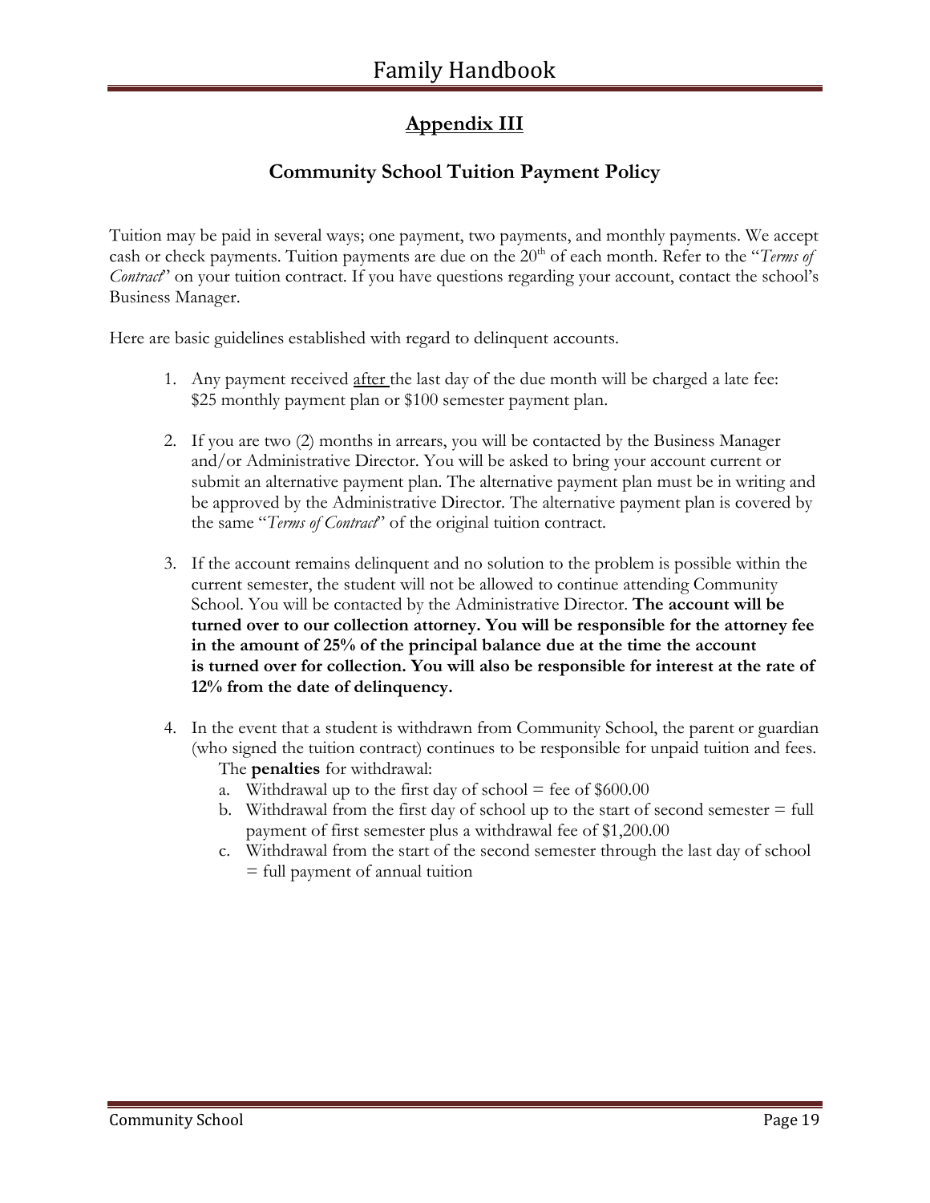## Appendix III

### Community School Tuition Payment Policy

Tuition may be paid in several ways; one payment, two payments, and monthly payments. We accept cash or check payments. Tuition payments are due on the 20th of each month. Refer to the "*Terms of Contract*" on your tuition contract. If you have questions regarding your account, contact the school's Business Manager.

Here are basic guidelines established with regard to delinquent accounts.

1. Any payment received after the last day of the due month will be charged a late fee: $25 monthly payment plan or $100 semester payment plan.

2. If you are two (2) months in arrears, you will be contacted by the Business Manager and/or Administrative Director. You will be asked to bring your account current or submit an alternative payment plan. The alternative payment plan must be in writing and be approved by the Administrative Director. The alternative payment plan is covered by the same "*Terms of Contract*" of the original tuition contract.

3. If the account remains delinquent and no solution to the problem is possible within the current semester, the student will not be allowed to continue attending Community School. You will be contacted by the Administrative Director. **The account will be turned over to our collection attorney. You will be responsible for the attorney fee in the amount of 25% of the principal balance due at the time the account is turned over for collection. You will also be responsible for interest at the rate of 12% from the date of delinquency.**

4. In the event that a student is withdrawn from Community School, the parent or guardian (who signed the tuition contract) continues to be responsible for unpaid tuition and fees. The **penalties** for withdrawal:
   a. Withdrawal up to the first day of school = fee of $600.00
   b. Withdrawal from the first day of school up to the start of second semester = full payment of first semester plus a withdrawal fee of $1,200.00
   c. Withdrawal from the start of the second semester through the last day of school = full payment of annual tuition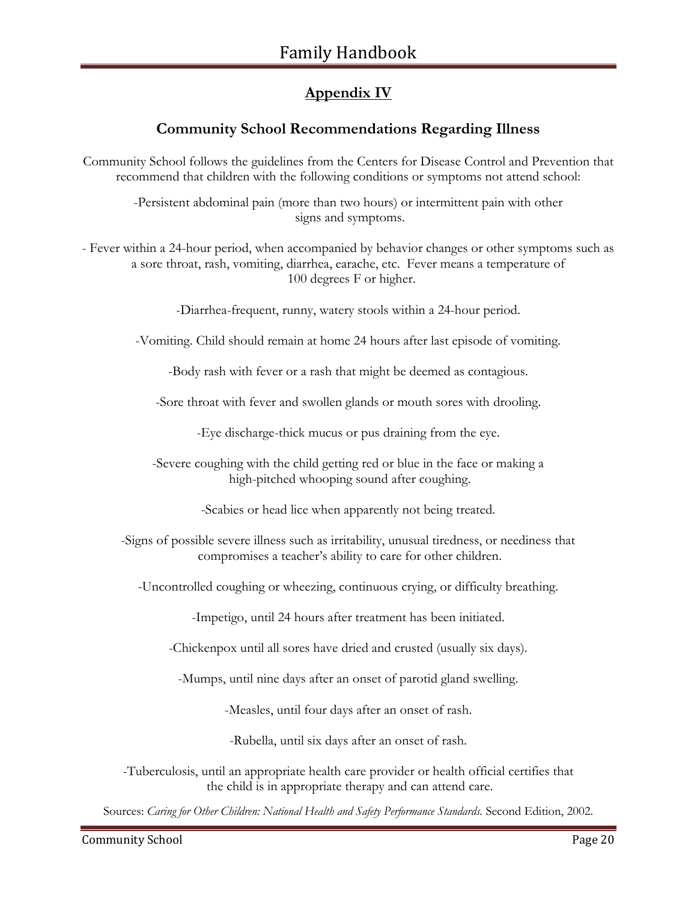## Appendix IV

### Community School Recommendations Regarding Illness

Community School follows the guidelines from the Centers for Disease Control and Prevention that recommend that children with the following conditions or symptoms not attend school:

-Persistent abdominal pain (more than two hours) or intermittent pain with other signs and symptoms.

- Fever within a 24-hour period, when accompanied by behavior changes or other symptoms such as a sore throat, rash, vomiting, diarrhea, earache, etc. Fever means a temperature of 100 degrees F or higher.

-Diarrhea-frequent, runny, watery stools within a 24-hour period.

-Vomiting. Child should remain at home 24 hours after last episode of vomiting.

-Body rash with fever or a rash that might be deemed as contagious.

-Sore throat with fever and swollen glands or mouth sores with drooling.

-Eye discharge-thick mucus or pus draining from the eye.

-Severe coughing with the child getting red or blue in the face or making a high-pitched whooping sound after coughing.

-Scabies or head lice when apparently not being treated.

-Signs of possible severe illness such as irritability, unusual tiredness, or neediness that compromises a teacher's ability to care for other children.

-Uncontrolled coughing or wheezing, continuous crying, or difficulty breathing.

-Impetigo, until 24 hours after treatment has been initiated.

-Chickenpox until all sores have dried and crusted (usually six days).

-Mumps, until nine days after an onset of parotid gland swelling.

-Measles, until four days after an onset of rash.

-Rubella, until six days after an onset of rash.

-Tuberculosis, until an appropriate health care provider or health official certifies that the child is in appropriate therapy and can attend care.

Sources: *Caring for Other Children: National Health and Safety Performance Standards.* Second Edition, 2002.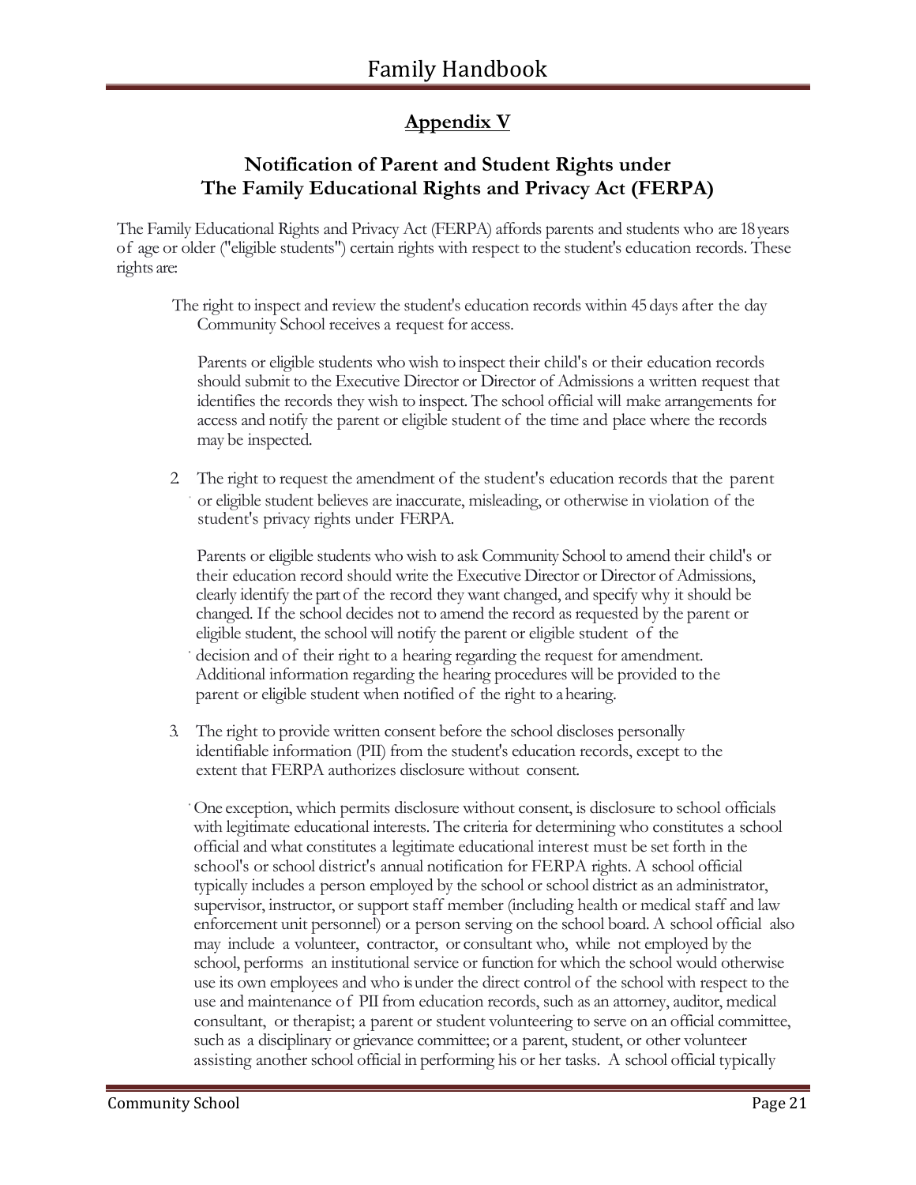## Appendix V

### Notification of Parent and Student Rights under The Family Educational Rights and Privacy Act (FERPA)

The Family Educational Rights and Privacy Act (FERPA) affords parents and students who are 18 years of age or older ("eligible students") certain rights with respect to the student's education records. These rights are:

1. The right to inspect and review the student's education records within 45 days after the day Community School receives a request for access.

   Parents or eligible students who wish to inspect their child's or their education records should submit to the Executive Director or Director of Admissions a written request that identifies the records they wish to inspect. The school official will make arrangements for access and notify the parent or eligible student of the time and place where the records may be inspected.

2. The right to request the amendment of the student's education records that the parent or eligible student believes are inaccurate, misleading, or otherwise in violation of the student's privacy rights under FERPA.

   Parents or eligible students who wish to ask Community School to amend their child's or their education record should write the Executive Director or Director of Admissions, clearly identify the part of the record they want changed, and specify why it should be changed. If the school decides not to amend the record as requested by the parent or eligible student, the school will notify the parent or eligible student of the decision and of their right to a hearing regarding the request for amendment. Additional information regarding the hearing procedures will be provided to the parent or eligible student when notified of the right to a hearing.

3. The right to provide written consent before the school discloses personally identifiable information (PII) from the student's education records, except to the extent that FERPA authorizes disclosure without consent.

   One exception, which permits disclosure without consent, is disclosure to school officials with legitimate educational interests. The criteria for determining who constitutes a school official and what constitutes a legitimate educational interest must be set forth in the school's or school district's annual notification for FERPA rights. A school official typically includes a person employed by the school or school district as an administrator, supervisor, instructor, or support staff member (including health or medical staff and law enforcement unit personnel) or a person serving on the school board. A school official also may include a volunteer, contractor, or consultant who, while not employed by the school, performs an institutional service or function for which the school would otherwise use its own employees and who is under the direct control of the school with respect to the use and maintenance of PII from education records, such as an attorney, auditor, medical consultant, or therapist; a parent or student volunteering to serve on an official committee, such as a disciplinary or grievance committee; or a parent, student, or other volunteer assisting another school official in performing his or her tasks. A school official typically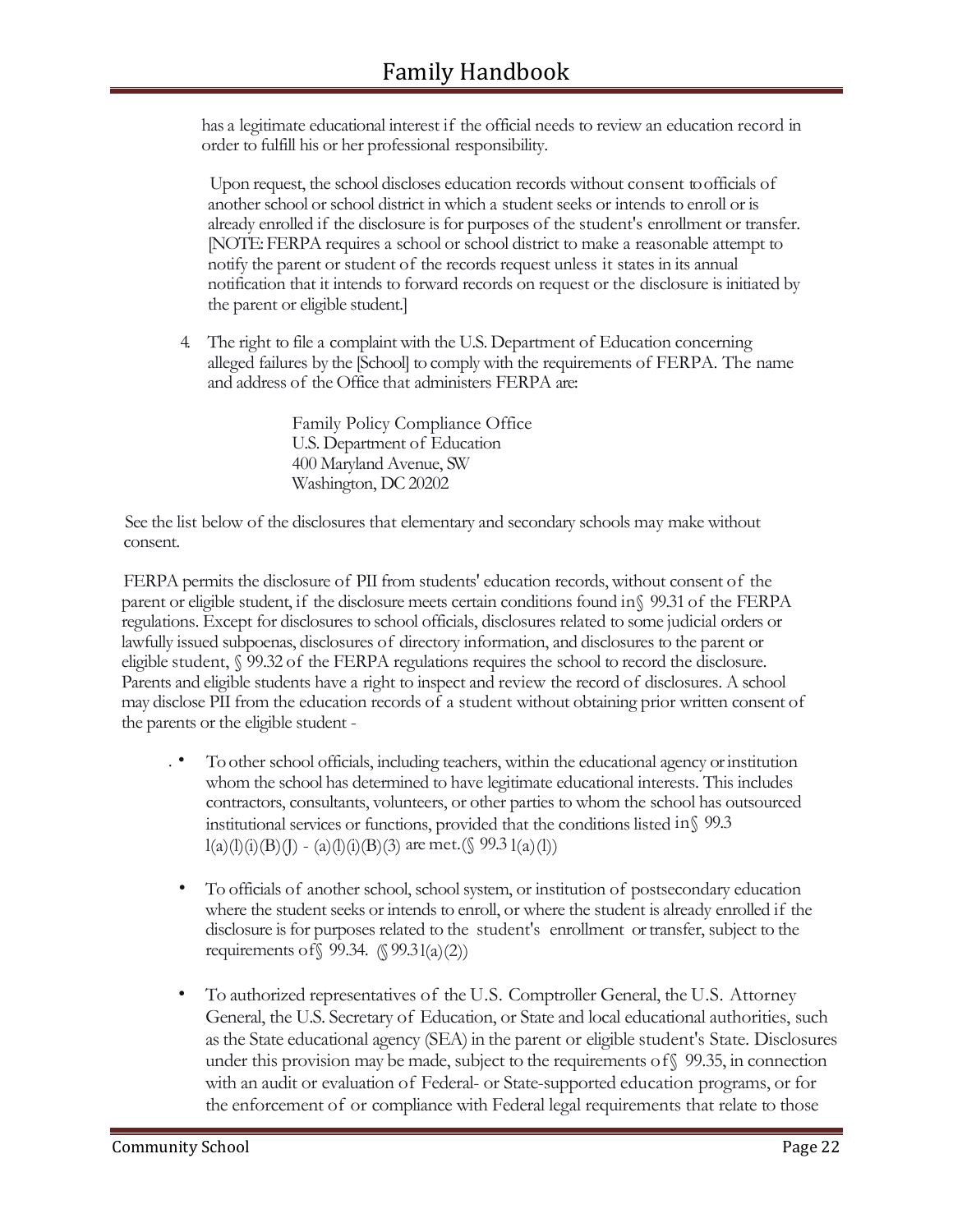has a legitimate educational interest if the official needs to review an education record in order to fulfill his or her professional responsibility.

Upon request, the school discloses education records without consent to officials of another school or school district in which a student seeks or intends to enroll or is already enrolled if the disclosure is for purposes of the student's enrollment or transfer. [NOTE: FERPA requires a school or school district to make a reasonable attempt to notify the parent or student of the records request unless it states in its annual notification that it intends to forward records on request or the disclosure is initiated by the parent or eligible student.]

4. The right to file a complaint with the U.S. Department of Education concerning alleged failures by the [School] to comply with the requirements of FERPA. The name and address of the Office that administers FERPA are:

   Family Policy Compliance Office
   U.S. Department of Education
   400 Maryland Avenue, SW
   Washington, DC 20202

See the list below of the disclosures that elementary and secondary schools may make without consent.

FERPA permits the disclosure of PII from students' education records, without consent of the parent or eligible student, if the disclosure meets certain conditions found in § 99.31 of the FERPA regulations. Except for disclosures to school officials, disclosures related to some judicial orders or lawfully issued subpoenas, disclosures of directory information, and disclosures to the parent or eligible student, § 99.32 of the FERPA regulations requires the school to record the disclosure. Parents and eligible students have a right to inspect and review the record of disclosures. A school may disclose PII from the education records of a student without obtaining prior written consent of the parents or the eligible student -

- To other school officials, including teachers, within the educational agency or institution whom the school has determined to have legitimate educational interests. This includes contractors, consultants, volunteers, or other parties to whom the school has outsourced institutional services or functions, provided that the conditions listed in § 99.31(a)(l)(i)(B)(J) - (a)(l)(i)(B)(3) are met. (§ 99.31(a)(l))

- To officials of another school, school system, or institution of postsecondary education where the student seeks or intends to enroll, or where the student is already enrolled if the disclosure is for purposes related to the student's enrollment or transfer, subject to the requirements of § 99.34. (§ 99.31(a)(2))

- To authorized representatives of the U.S. Comptroller General, the U.S. Attorney General, the U.S. Secretary of Education, or State and local educational authorities, such as the State educational agency (SEA) in the parent or eligible student's State. Disclosures under this provision may be made, subject to the requirements of § 99.35, in connection with an audit or evaluation of Federal- or State-supported education programs, or for the enforcement of or compliance with Federal legal requirements that relate to those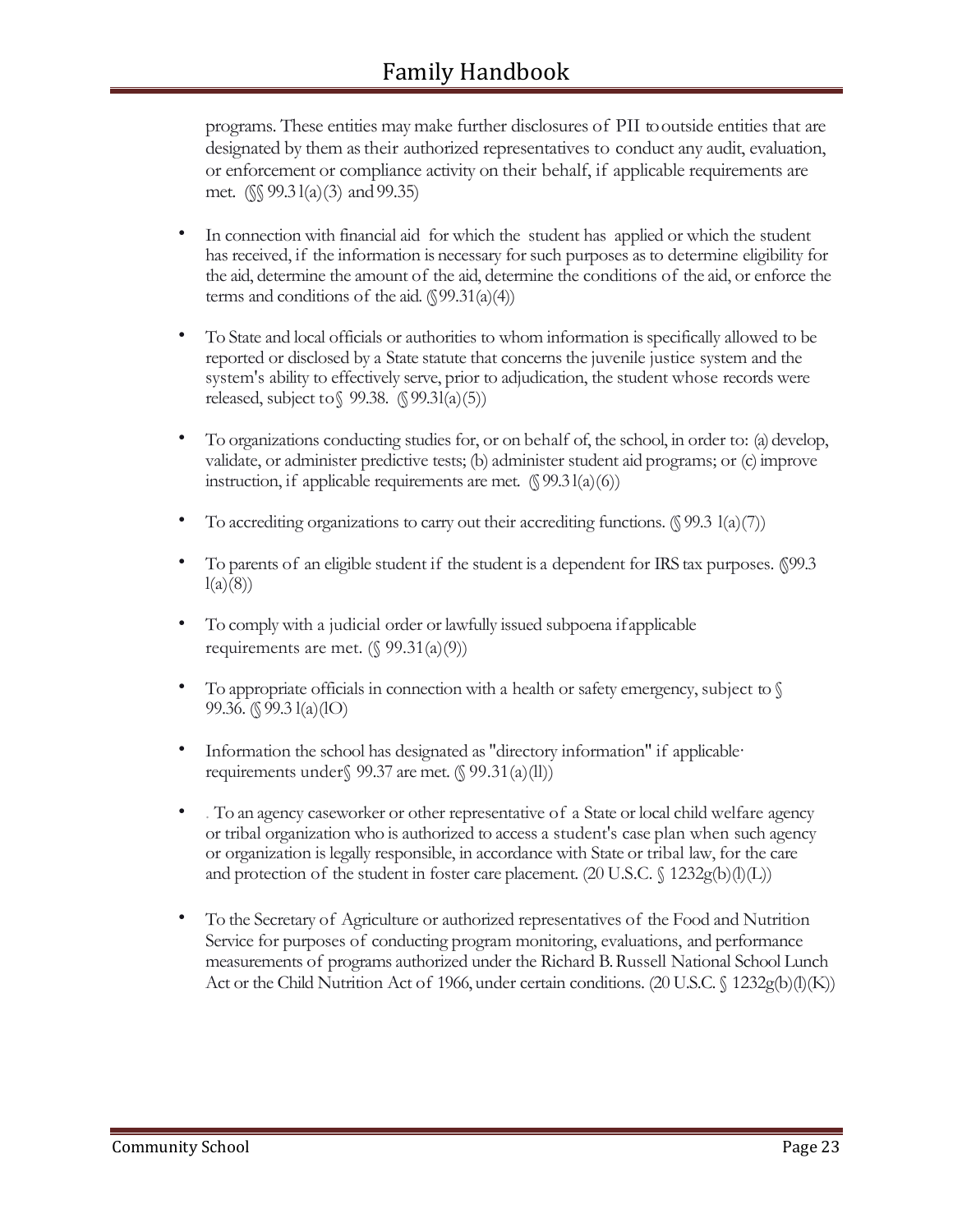programs. These entities may make further disclosures of PII to outside entities that are designated by them as their authorized representatives to conduct any audit, evaluation, or enforcement or compliance activity on their behalf, if applicable requirements are met. (§§ 99.31(a)(3) and 99.35)

- In connection with financial aid for which the student has applied or which the student has received, if the information is necessary for such purposes as to determine eligibility for the aid, determine the amount of the aid, determine the conditions of the aid, or enforce the terms and conditions of the aid. (§99.31(a)(4))
- To State and local officials or authorities to whom information is specifically allowed to be reported or disclosed by a State statute that concerns the juvenile justice system and the system's ability to effectively serve, prior to adjudication, the student whose records were released, subject to § 99.38. (§ 99.31(a)(5))
- To organizations conducting studies for, or on behalf of, the school, in order to: (a) develop, validate, or administer predictive tests; (b) administer student aid programs; or (c) improve instruction, if applicable requirements are met. (§ 99.31(a)(6))
- To accrediting organizations to carry out their accrediting functions. (§ 99.3 l(a)(7))
- To parents of an eligible student if the student is a dependent for IRS tax purposes. (§99.3 l(a)(8))
- To comply with a judicial order or lawfully issued subpoena if applicable requirements are met. (§ 99.31(a)(9))
- To appropriate officials in connection with a health or safety emergency, subject to § 99.36. (§ 99.3 l(a)(lO)
- Information the school has designated as "directory information" if applicable· requirements under § 99.37 are met. (§ 99.31(a)(ll))
- . To an agency caseworker or other representative of a State or local child welfare agency or tribal organization who is authorized to access a student's case plan when such agency or organization is legally responsible, in accordance with State or tribal law, for the care and protection of the student in foster care placement. (20 U.S.C. § 1232g(b)(l)(L))
- To the Secretary of Agriculture or authorized representatives of the Food and Nutrition Service for purposes of conducting program monitoring, evaluations, and performance measurements of programs authorized under the Richard B. Russell National School Lunch Act or the Child Nutrition Act of 1966, under certain conditions. (20 U.S.C. § 1232g(b)(l)(K))